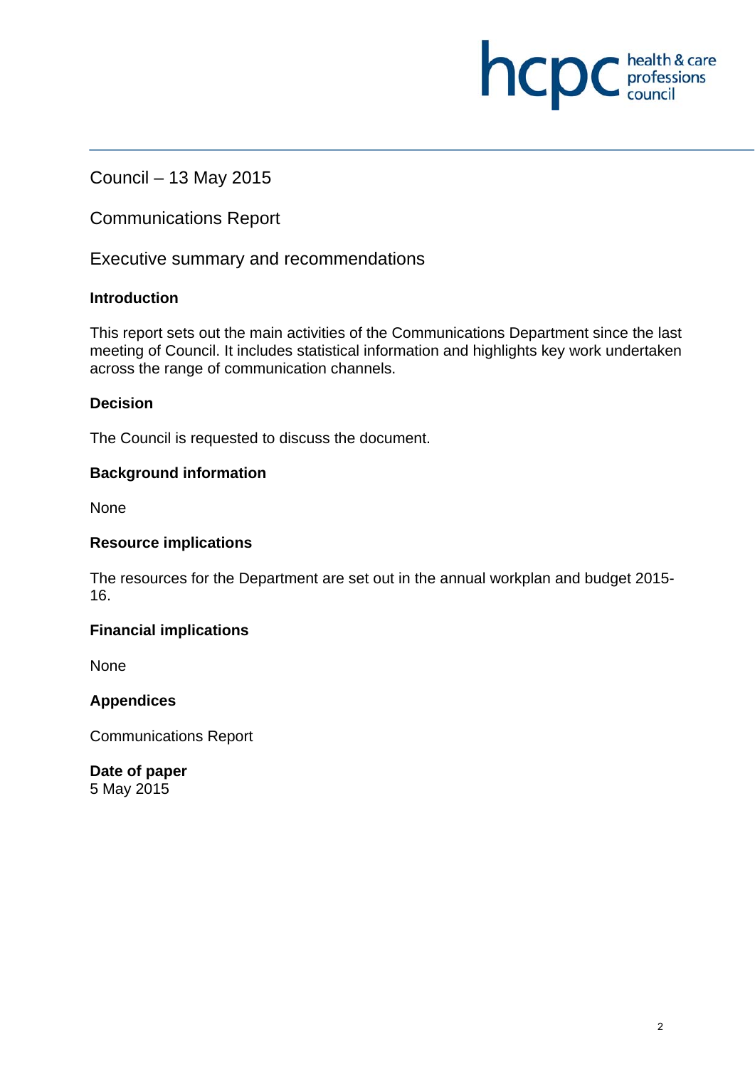Council – 13 May 2015

Communications Report

Executive summary and recommendations

**Introduction**

This report sets out the main activities of the Communications Department since the last meeting of Council. It includes statistical information and highlights key work undertaken across the range of communication channels.

**Decision**

The Council is requested to discuss the document.

**Background information**

None

**Resource implications**

The resources for the Department are set out in the annual workplan and budget 2015-16.

**Financial implications**

None

**Appendices**

Communications Report

**Date of paper**
5 May 2015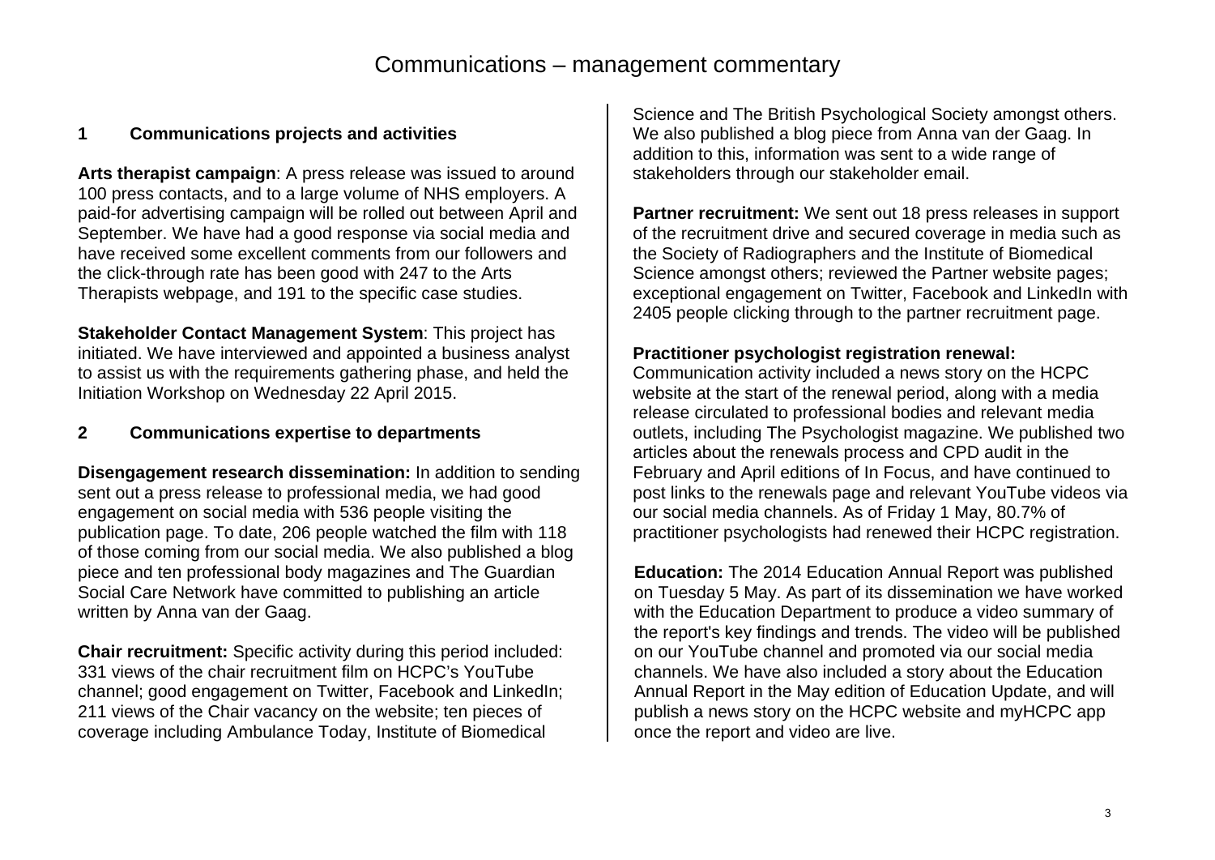# Communications – management commentary

## 1 Communications projects and activities

**Arts therapist campaign**: A press release was issued to around 100 press contacts, and to a large volume of NHS employers. A paid-for advertising campaign will be rolled out between April and September. We have had a good response via social media and have received some excellent comments from our followers and the click-through rate has been good with 247 to the Arts Therapists webpage, and 191 to the specific case studies.

**Stakeholder Contact Management System**: This project has initiated. We have interviewed and appointed a business analyst to assist us with the requirements gathering phase, and held the Initiation Workshop on Wednesday 22 April 2015.

## 2 Communications expertise to departments

**Disengagement research dissemination:** In addition to sending sent out a press release to professional media, we had good engagement on social media with 536 people visiting the publication page. To date, 206 people watched the film with 118 of those coming from our social media. We also published a blog piece and ten professional body magazines and The Guardian Social Care Network have committed to publishing an article written by Anna van der Gaag.

**Chair recruitment:** Specific activity during this period included: 331 views of the chair recruitment film on HCPC's YouTube channel; good engagement on Twitter, Facebook and LinkedIn; 211 views of the Chair vacancy on the website; ten pieces of coverage including Ambulance Today, Institute of Biomedical Science and The British Psychological Society amongst others. We also published a blog piece from Anna van der Gaag. In addition to this, information was sent to a wide range of stakeholders through our stakeholder email.

**Partner recruitment:** We sent out 18 press releases in support of the recruitment drive and secured coverage in media such as the Society of Radiographers and the Institute of Biomedical Science amongst others; reviewed the Partner website pages; exceptional engagement on Twitter, Facebook and LinkedIn with 2405 people clicking through to the partner recruitment page.

**Practitioner psychologist registration renewal:** Communication activity included a news story on the HCPC website at the start of the renewal period, along with a media release circulated to professional bodies and relevant media outlets, including The Psychologist magazine. We published two articles about the renewals process and CPD audit in the February and April editions of In Focus, and have continued to post links to the renewals page and relevant YouTube videos via our social media channels. As of Friday 1 May, 80.7% of practitioner psychologists had renewed their HCPC registration.

**Education:** The 2014 Education Annual Report was published on Tuesday 5 May. As part of its dissemination we have worked with the Education Department to produce a video summary of the report's key findings and trends. The video will be published on our YouTube channel and promoted via our social media channels. We have also included a story about the Education Annual Report in the May edition of Education Update, and will publish a news story on the HCPC website and myHCPC app once the report and video are live.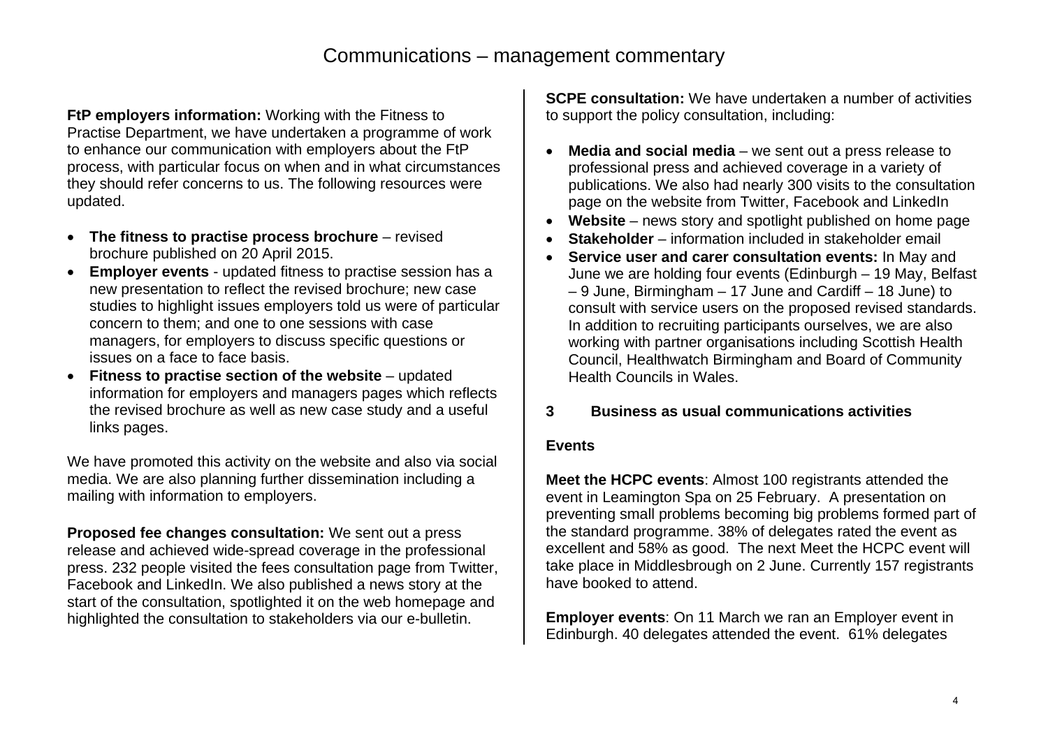# Communications – management commentary

**FtP employers information:** Working with the Fitness to Practise Department, we have undertaken a programme of work to enhance our communication with employers about the FtP process, with particular focus on when and in what circumstances they should refer concerns to us. The following resources were updated.

- **The fitness to practise process brochure** – revised brochure published on 20 April 2015.
- **Employer events** - updated fitness to practise session has a new presentation to reflect the revised brochure; new case studies to highlight issues employers told us were of particular concern to them; and one to one sessions with case managers, for employers to discuss specific questions or issues on a face to face basis.
- **Fitness to practise section of the website** – updated information for employers and managers pages which reflects the revised brochure as well as new case study and a useful links pages.

We have promoted this activity on the website and also via social media. We are also planning further dissemination including a mailing with information to employers.

**Proposed fee changes consultation:** We sent out a press release and achieved wide-spread coverage in the professional press. 232 people visited the fees consultation page from Twitter, Facebook and LinkedIn. We also published a news story at the start of the consultation, spotlighted it on the web homepage and highlighted the consultation to stakeholders via our e-bulletin.

**SCPE consultation:** We have undertaken a number of activities to support the policy consultation, including:

- **Media and social media** – we sent out a press release to professional press and achieved coverage in a variety of publications. We also had nearly 300 visits to the consultation page on the website from Twitter, Facebook and LinkedIn
- **Website** – news story and spotlight published on home page
- **Stakeholder** – information included in stakeholder email
- **Service user and carer consultation events:** In May and June we are holding four events (Edinburgh – 19 May, Belfast – 9 June, Birmingham – 17 June and Cardiff – 18 June) to consult with service users on the proposed revised standards. In addition to recruiting participants ourselves, we are also working with partner organisations including Scottish Health Council, Healthwatch Birmingham and Board of Community Health Councils in Wales.

## 3 Business as usual communications activities

### Events

**Meet the HCPC events**: Almost 100 registrants attended the event in Leamington Spa on 25 February. A presentation on preventing small problems becoming big problems formed part of the standard programme. 38% of delegates rated the event as excellent and 58% as good. The next Meet the HCPC event will take place in Middlesbrough on 2 June. Currently 157 registrants have booked to attend.

**Employer events**: On 11 March we ran an Employer event in Edinburgh. 40 delegates attended the event. 61% delegates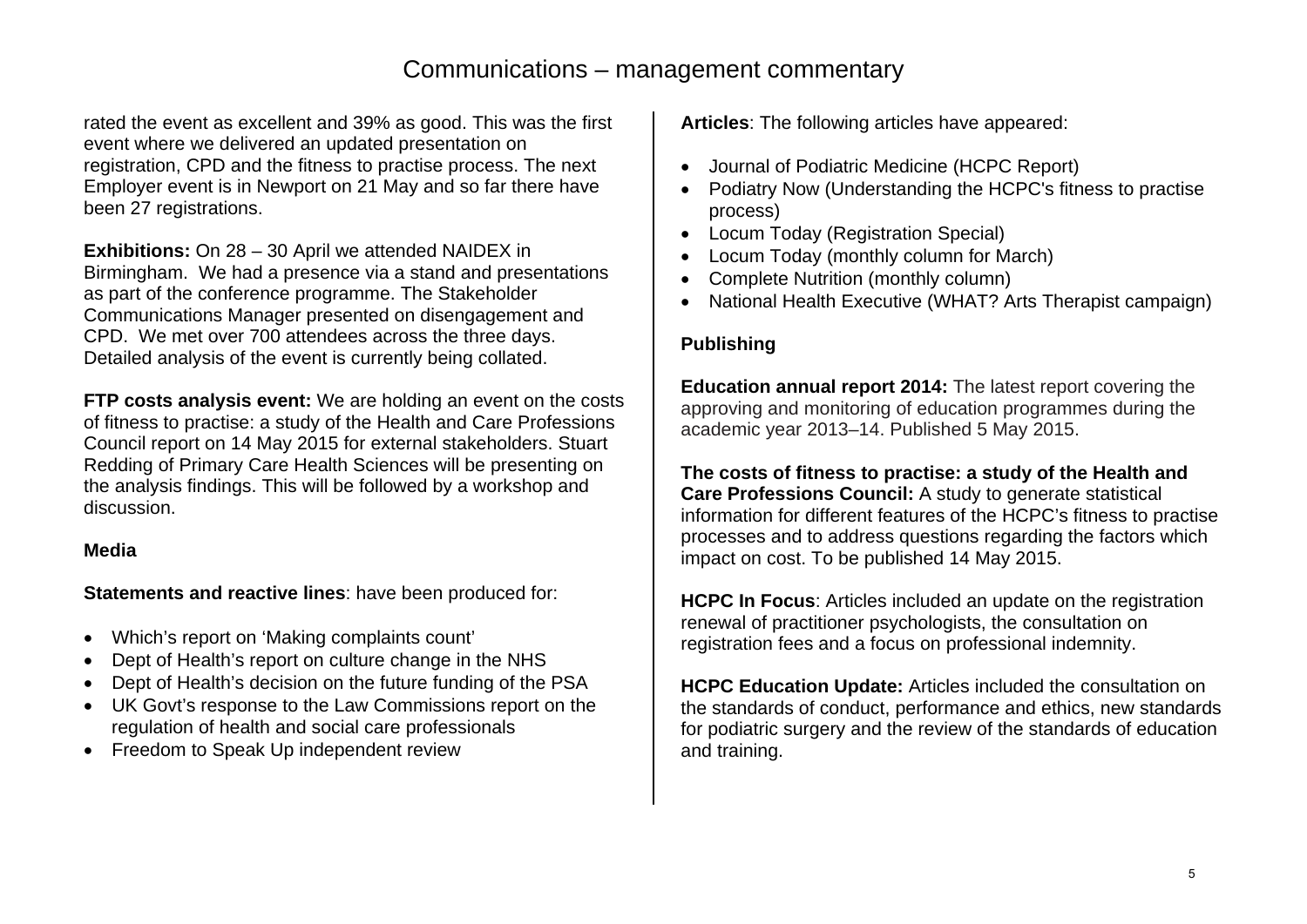# Communications – management commentary

rated the event as excellent and 39% as good. This was the first event where we delivered an updated presentation on registration, CPD and the fitness to practise process. The next Employer event is in Newport on 21 May and so far there have been 27 registrations.

**Exhibitions:** On 28 – 30 April we attended NAIDEX in Birmingham. We had a presence via a stand and presentations as part of the conference programme. The Stakeholder Communications Manager presented on disengagement and CPD. We met over 700 attendees across the three days. Detailed analysis of the event is currently being collated.

**FTP costs analysis event:** We are holding an event on the costs of fitness to practise: a study of the Health and Care Professions Council report on 14 May 2015 for external stakeholders. Stuart Redding of Primary Care Health Sciences will be presenting on the analysis findings. This will be followed by a workshop and discussion.

**Media**

**Statements and reactive lines**: have been produced for:

- Which's report on 'Making complaints count'
- Dept of Health's report on culture change in the NHS
- Dept of Health's decision on the future funding of the PSA
- UK Govt's response to the Law Commissions report on the regulation of health and social care professionals
- Freedom to Speak Up independent review

**Articles**: The following articles have appeared:

- Journal of Podiatric Medicine (HCPC Report)
- Podiatry Now (Understanding the HCPC's fitness to practise process)
- Locum Today (Registration Special)
- Locum Today (monthly column for March)
- Complete Nutrition (monthly column)
- National Health Executive (WHAT? Arts Therapist campaign)

**Publishing**

**Education annual report 2014:** The latest report covering the approving and monitoring of education programmes during the academic year 2013–14. Published 5 May 2015.

**The costs of fitness to practise: a study of the Health and Care Professions Council:** A study to generate statistical information for different features of the HCPC's fitness to practise processes and to address questions regarding the factors which impact on cost. To be published 14 May 2015.

**HCPC In Focus**: Articles included an update on the registration renewal of practitioner psychologists, the consultation on registration fees and a focus on professional indemnity.

**HCPC Education Update:** Articles included the consultation on the standards of conduct, performance and ethics, new standards for podiatric surgery and the review of the standards of education and training.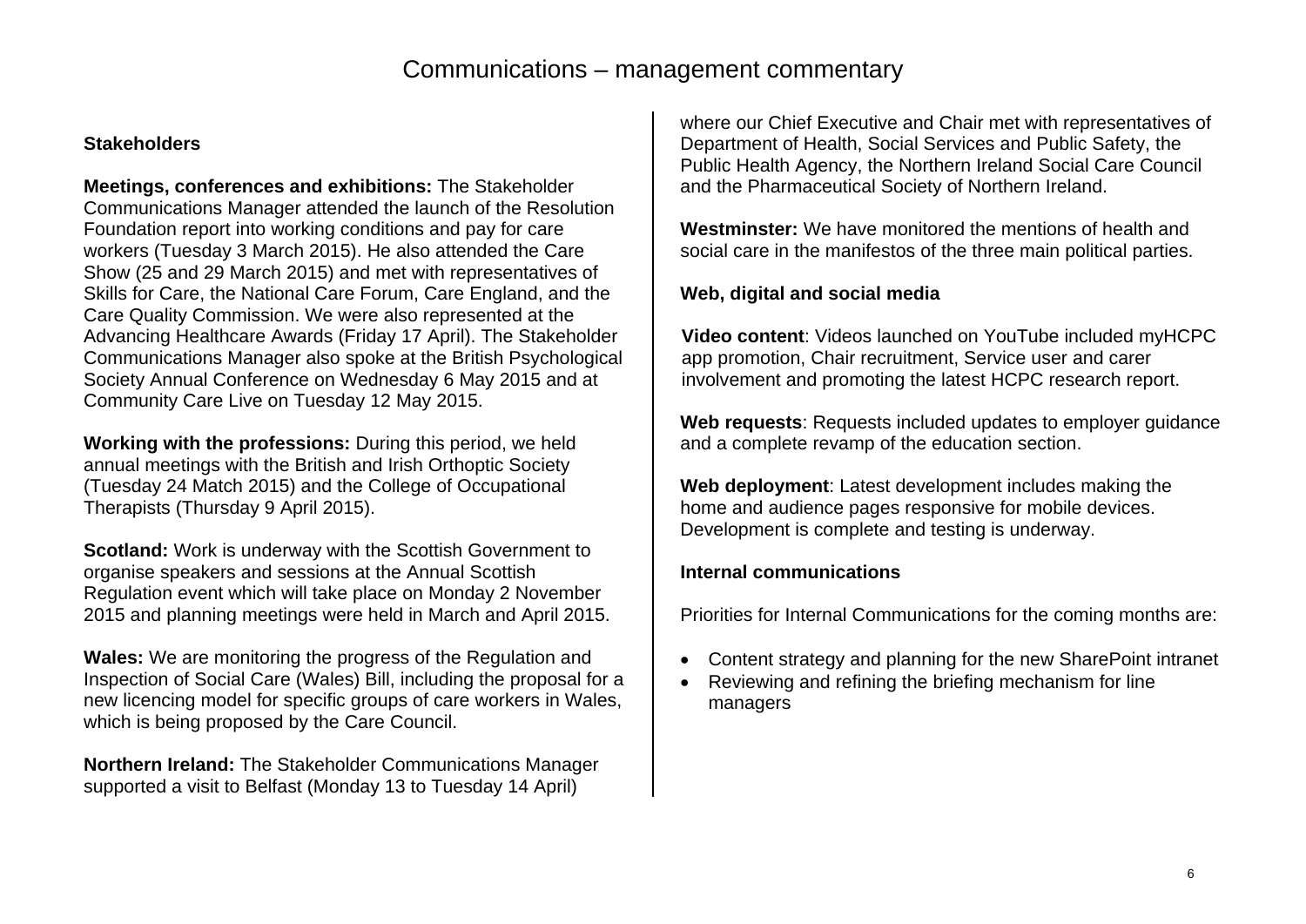# Communications – management commentary

### Stakeholders

**Meetings, conferences and exhibitions:** The Stakeholder Communications Manager attended the launch of the Resolution Foundation report into working conditions and pay for care workers (Tuesday 3 March 2015). He also attended the Care Show (25 and 29 March 2015) and met with representatives of Skills for Care, the National Care Forum, Care England, and the Care Quality Commission. We were also represented at the Advancing Healthcare Awards (Friday 17 April). The Stakeholder Communications Manager also spoke at the British Psychological Society Annual Conference on Wednesday 6 May 2015 and at Community Care Live on Tuesday 12 May 2015.

**Working with the professions:** During this period, we held annual meetings with the British and Irish Orthoptic Society (Tuesday 24 Match 2015) and the College of Occupational Therapists (Thursday 9 April 2015).

**Scotland:** Work is underway with the Scottish Government to organise speakers and sessions at the Annual Scottish Regulation event which will take place on Monday 2 November 2015 and planning meetings were held in March and April 2015.

**Wales:** We are monitoring the progress of the Regulation and Inspection of Social Care (Wales) Bill, including the proposal for a new licencing model for specific groups of care workers in Wales, which is being proposed by the Care Council.

**Northern Ireland:** The Stakeholder Communications Manager supported a visit to Belfast (Monday 13 to Tuesday 14 April) where our Chief Executive and Chair met with representatives of Department of Health, Social Services and Public Safety, the Public Health Agency, the Northern Ireland Social Care Council and the Pharmaceutical Society of Northern Ireland.

**Westminster:** We have monitored the mentions of health and social care in the manifestos of the three main political parties.

### Web, digital and social media

**Video content**: Videos launched on YouTube included myHCPC app promotion, Chair recruitment, Service user and carer involvement and promoting the latest HCPC research report.

**Web requests**: Requests included updates to employer guidance and a complete revamp of the education section.

**Web deployment**: Latest development includes making the home and audience pages responsive for mobile devices. Development is complete and testing is underway.

### Internal communications

Priorities for Internal Communications for the coming months are:

- Content strategy and planning for the new SharePoint intranet
- Reviewing and refining the briefing mechanism for line managers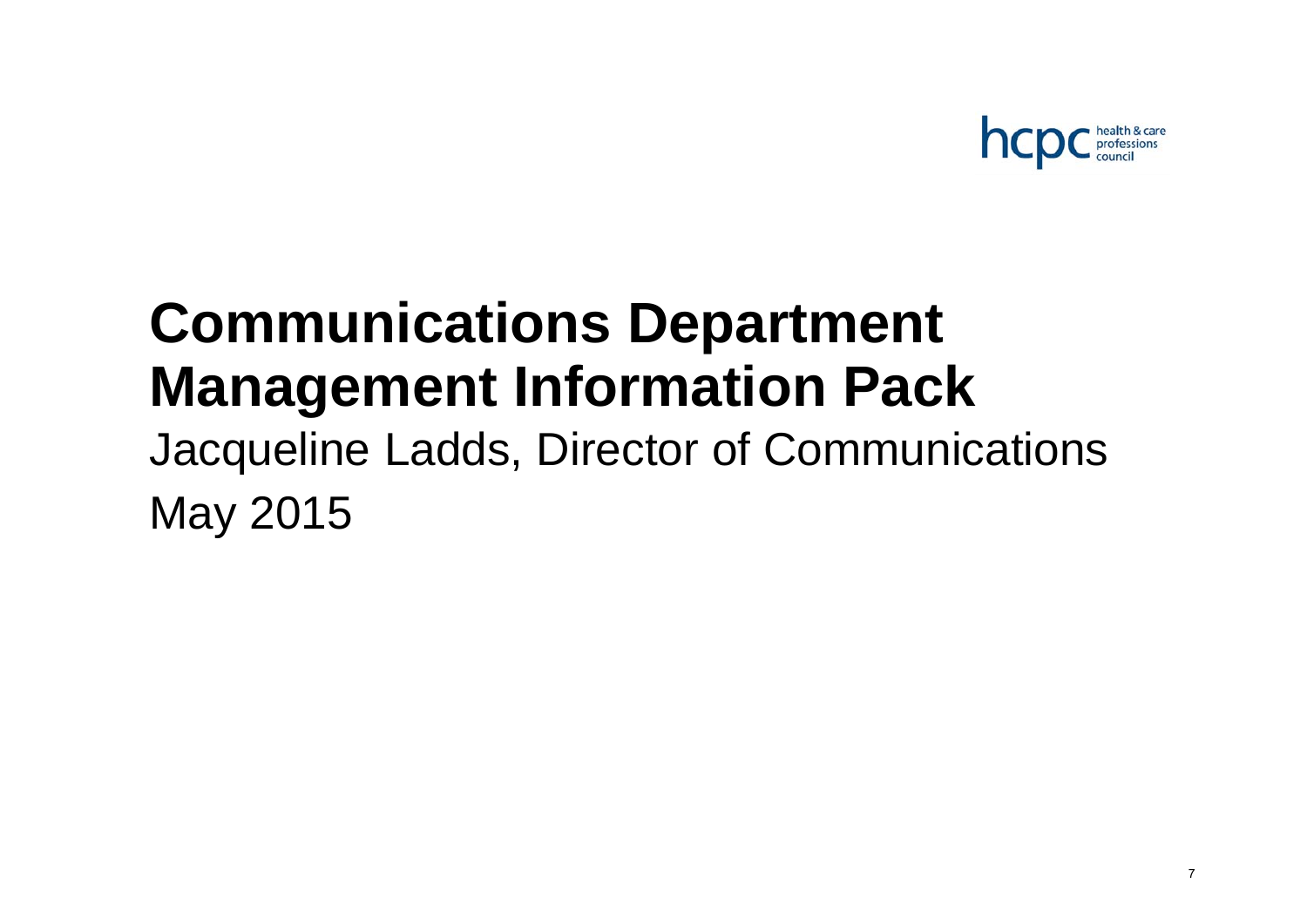# Communications Department Management Information Pack

Jacqueline Ladds, Director of Communications

May 2015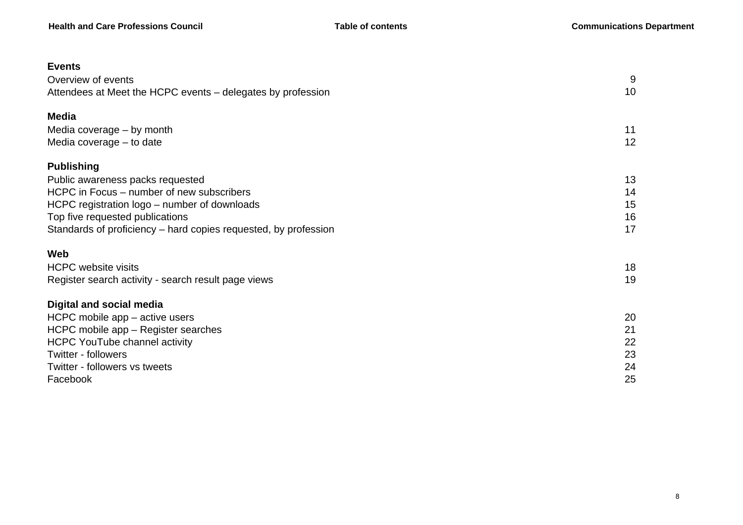**Events**

| | |
|---|---|
| Overview of events | 9 |
| Attendees at Meet the HCPC events – delegates by profession | 10 |

**Media**

| | |
|---|---|
| Media coverage – by month | 11 |
| Media coverage – to date | 12 |

**Publishing**

| | |
|---|---|
| Public awareness packs requested | 13 |
| HCPC in Focus – number of new subscribers | 14 |
| HCPC registration logo – number of downloads | 15 |
| Top five requested publications | 16 |
| Standards of proficiency – hard copies requested, by profession | 17 |

**Web**

| | |
|---|---|
| HCPC website visits | 18 |
| Register search activity - search result page views | 19 |

**Digital and social media**

| | |
|---|---|
| HCPC mobile app – active users | 20 |
| HCPC mobile app – Register searches | 21 |
| HCPC YouTube channel activity | 22 |
| Twitter - followers | 23 |
| Twitter - followers vs tweets | 24 |
| Facebook | 25 |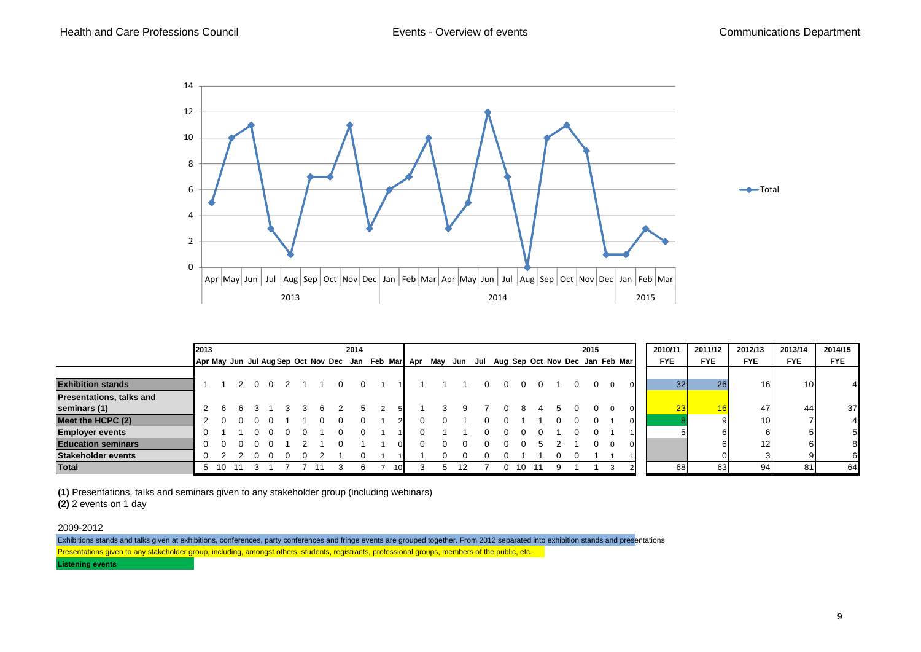| | 2013 | | | | | | | | | 2014 | | | | | | | | | | | | | 2015 | | | | 2010/11 | 2011/12 | 2012/13 | 2013/14 | 2014/15 |
|---|---|---|---|---|---|---|---|---|---|---|---|---|---|---|---|---|---|---|---|---|---|---|---|---|---|---|---|---|---|---|---|
| | Apr | May | Jun | Jul | Aug | Sep | Oct | Nov | Dec | Jan | Feb | Mar | Apr | May | Jun | Jul | Aug | Sep | Oct | Nov | Dec | Jan | Feb | Mar | | | FYE | FYE | FYE | FYE | FYE |
| **Exhibition stands** | 1 | 1 | 2 | 0 | 0 | 2 | 1 | 1 | 0 | 0 | 1 | 1 | 1 | 1 | 1 | 0 | 0 | 0 | 0 | 1 | 0 | 0 | 0 | 0 | | | 32 | 26 | 16 | 10 | 4 |
| **Presentations, talks and seminars (1)** | 2 | 6 | 6 | 3 | 1 | 3 | 3 | 6 | 2 | 5 | 2 | 5 | 1 | 3 | 9 | 7 | 0 | 8 | 4 | 5 | 0 | 0 | 0 | 0 | | | 23 | 16 | 47 | 44 | 37 |
| **Meet the HCPC (2)** | 2 | 0 | 0 | 0 | 0 | 1 | 1 | 0 | 0 | 0 | 1 | 2 | 0 | 0 | 1 | 0 | 0 | 1 | 1 | 0 | 0 | 0 | 1 | 0 | | | 8 | 9 | 10 | 7 | 4 |
| **Employer events** | 0 | 1 | 1 | 0 | 0 | 0 | 0 | 1 | 0 | 0 | 1 | 1 | 0 | 1 | 1 | 0 | 0 | 0 | 0 | 1 | 0 | 0 | 1 | 1 | | | 5 | 6 | 6 | 5 | 5 |
| **Education seminars** | 0 | 0 | 0 | 0 | 0 | 1 | 2 | 1 | 0 | 1 | 1 | 0 | 0 | 0 | 0 | 0 | 0 | 0 | 5 | 2 | 1 | 0 | 0 | 0 | | | | 6 | 12 | 6 | 8 |
| **Stakeholder events** | 0 | 2 | 2 | 0 | 0 | 0 | 0 | 2 | 1 | 0 | 1 | 1 | 1 | 0 | 0 | 0 | 0 | 1 | 1 | 0 | 0 | 1 | 1 | 1 | | | | 0 | 3 | 9 | 6 |
| **Total** | 5 | 10 | 11 | 3 | 1 | 7 | 7 | 11 | 3 | 6 | 7 | 10 | 3 | 5 | 12 | 7 | 0 | 10 | 11 | 9 | 1 | 1 | 3 | 2 | | | 68 | 63 | 94 | 81 | 64 |

**(1)** Presentations, talks and seminars given to any stakeholder group (including webinars)
**(2)** 2 events on 1 day

2009-2012

Exhibitions stands and talks given at exhibitions, conferences, party conferences and fringe events are grouped together. From 2012 separated into exhibition stands and presentations

Presentations given to any stakeholder group, including, amongst others, students, registrants, professional groups, members of the public, etc.

**Listening events**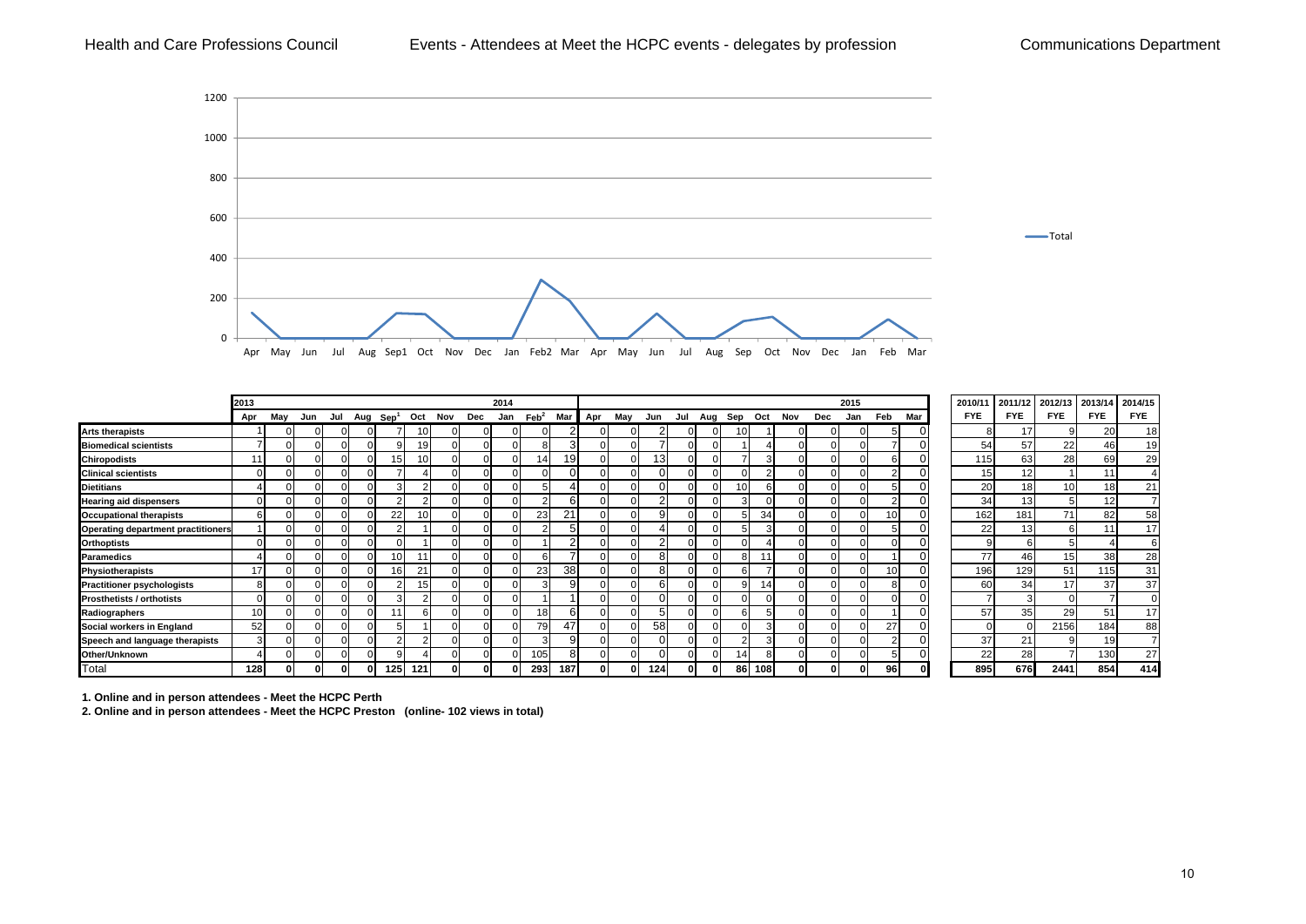Health and Care Professions Council | Events - Attendees at Meet the HCPC events - delegates by profession | Communications Department

| | 2013 | | | | | | | | | 2014 | | | | | | | | | | | | | 2015 | | | 2010/11 | 2011/12 | 2012/13 | 2013/14 | 2014/15 |
|---|---|---|---|---|---|---|---|---|---|---|---|---|---|---|---|---|---|---|---|---|---|---|---|---|---|---|---|---|---|---|
| | Apr | May | Jun | Jul | Aug | Sep[1] | Oct | Nov | Dec | Jan | Feb[2] | Mar | Apr | May | Jun | Jul | Aug | Sep | Oct | Nov | Dec | Jan | Feb | Mar | FYE | FYE | FYE | FYE | FYE |
| **Arts therapists** | 1 | 0 | 0 | 0 | 0 | 7 | 10 | 0 | 0 | 0 | 0 | 2 | 0 | 0 | 2 | 0 | 0 | 10 | 1 | 0 | 0 | 0 | 5 | 0 | 8 | 17 | 9 | 20 | 18 |
| **Biomedical scientists** | 7 | 0 | 0 | 0 | 0 | 9 | 19 | 0 | 0 | 0 | 8 | 3 | 0 | 0 | 7 | 0 | 0 | 1 | 4 | 0 | 0 | 0 | 7 | 0 | 54 | 57 | 22 | 46 | 19 |
| **Chiropodists** | 11 | 0 | 0 | 0 | 0 | 15 | 10 | 0 | 0 | 0 | 14 | 19 | 0 | 0 | 13 | 0 | 0 | 7 | 3 | 0 | 0 | 0 | 6 | 0 | 115 | 63 | 28 | 69 | 29 |
| **Clinical scientists** | 0 | 0 | 0 | 0 | 0 | 7 | 4 | 0 | 0 | 0 | 0 | 0 | 0 | 0 | 0 | 0 | 0 | 0 | 2 | 0 | 0 | 0 | 2 | 0 | 15 | 12 | 1 | 11 | 4 |
| **Dietitians** | 4 | 0 | 0 | 0 | 0 | 3 | 2 | 0 | 0 | 0 | 5 | 4 | 0 | 0 | 0 | 0 | 0 | 10 | 6 | 0 | 0 | 0 | 5 | 0 | 20 | 18 | 10 | 18 | 21 |
| **Hearing aid dispensers** | 0 | 0 | 0 | 0 | 0 | 2 | 2 | 0 | 0 | 0 | 2 | 6 | 0 | 0 | 2 | 0 | 0 | 3 | 0 | 0 | 0 | 0 | 2 | 0 | 34 | 13 | 5 | 12 | 7 |
| **Occupational therapists** | 6 | 0 | 0 | 0 | 0 | 22 | 10 | 0 | 0 | 0 | 23 | 21 | 0 | 0 | 9 | 0 | 0 | 5 | 34 | 0 | 0 | 0 | 10 | 0 | 162 | 181 | 71 | 82 | 58 |
| **Operating department practitioners** | 1 | 0 | 0 | 0 | 0 | 2 | 1 | 0 | 0 | 0 | 2 | 5 | 0 | 0 | 4 | 0 | 0 | 5 | 3 | 0 | 0 | 0 | 5 | 0 | 22 | 13 | 6 | 11 | 17 |
| **Orthoptists** | 0 | 0 | 0 | 0 | 0 | 0 | 1 | 0 | 0 | 0 | 1 | 2 | 0 | 0 | 2 | 0 | 0 | 0 | 4 | 0 | 0 | 0 | 0 | 0 | 9 | 6 | 5 | 4 | 6 |
| **Paramedics** | 4 | 0 | 0 | 0 | 0 | 10 | 11 | 0 | 0 | 0 | 6 | 7 | 0 | 0 | 8 | 0 | 0 | 8 | 11 | 0 | 0 | 0 | 1 | 0 | 77 | 46 | 15 | 38 | 28 |
| **Physiotherapists** | 17 | 0 | 0 | 0 | 0 | 16 | 21 | 0 | 0 | 0 | 23 | 38 | 0 | 0 | 8 | 0 | 0 | 6 | 7 | 0 | 0 | 0 | 10 | 0 | 196 | 129 | 51 | 115 | 31 |
| **Practitioner psychologists** | 8 | 0 | 0 | 0 | 0 | 2 | 15 | 0 | 0 | 0 | 3 | 9 | 0 | 0 | 6 | 0 | 0 | 9 | 14 | 0 | 0 | 0 | 8 | 0 | 60 | 34 | 17 | 37 | 37 |
| **Prosthetists / orthotists** | 0 | 0 | 0 | 0 | 0 | 3 | 2 | 0 | 0 | 0 | 1 | 1 | 0 | 0 | 0 | 0 | 0 | 0 | 0 | 0 | 0 | 0 | 0 | 0 | 7 | 3 | 0 | 7 | 0 |
| **Radiographers** | 10 | 0 | 0 | 0 | 0 | 11 | 6 | 0 | 0 | 0 | 18 | 6 | 0 | 0 | 5 | 0 | 0 | 6 | 5 | 0 | 0 | 0 | 1 | 0 | 57 | 35 | 29 | 51 | 17 |
| **Social workers in England** | 52 | 0 | 0 | 0 | 0 | 5 | 1 | 0 | 0 | 0 | 79 | 47 | 0 | 0 | 58 | 0 | 0 | 0 | 3 | 0 | 0 | 0 | 27 | 0 | 0 | 0 | 2156 | 184 | 88 |
| **Speech and language therapists** | 3 | 0 | 0 | 0 | 0 | 2 | 2 | 0 | 0 | 0 | 3 | 9 | 0 | 0 | 0 | 0 | 0 | 2 | 3 | 0 | 0 | 0 | 2 | 0 | 37 | 21 | 9 | 19 | 7 |
| **Other/Unknown** | 4 | 0 | 0 | 0 | 0 | 9 | 4 | 0 | 0 | 0 | 105 | 8 | 0 | 0 | 0 | 0 | 0 | 14 | 8 | 0 | 0 | 0 | 5 | 0 | 22 | 28 | 7 | 130 | 27 |
| Total | **128** | **0** | **0** | **0** | **0** | **125** | **121** | **0** | **0** | **0** | **293** | **187** | **0** | **0** | **124** | **0** | **0** | **86** | **108** | **0** | **0** | **0** | **96** | **0** | **895** | **676** | **2441** | **854** | **414** |

**1. Online and in person attendees - Meet the HCPC Perth**

**2. Online and in person attendees - Meet the HCPC Preston (online- 102 views in total)**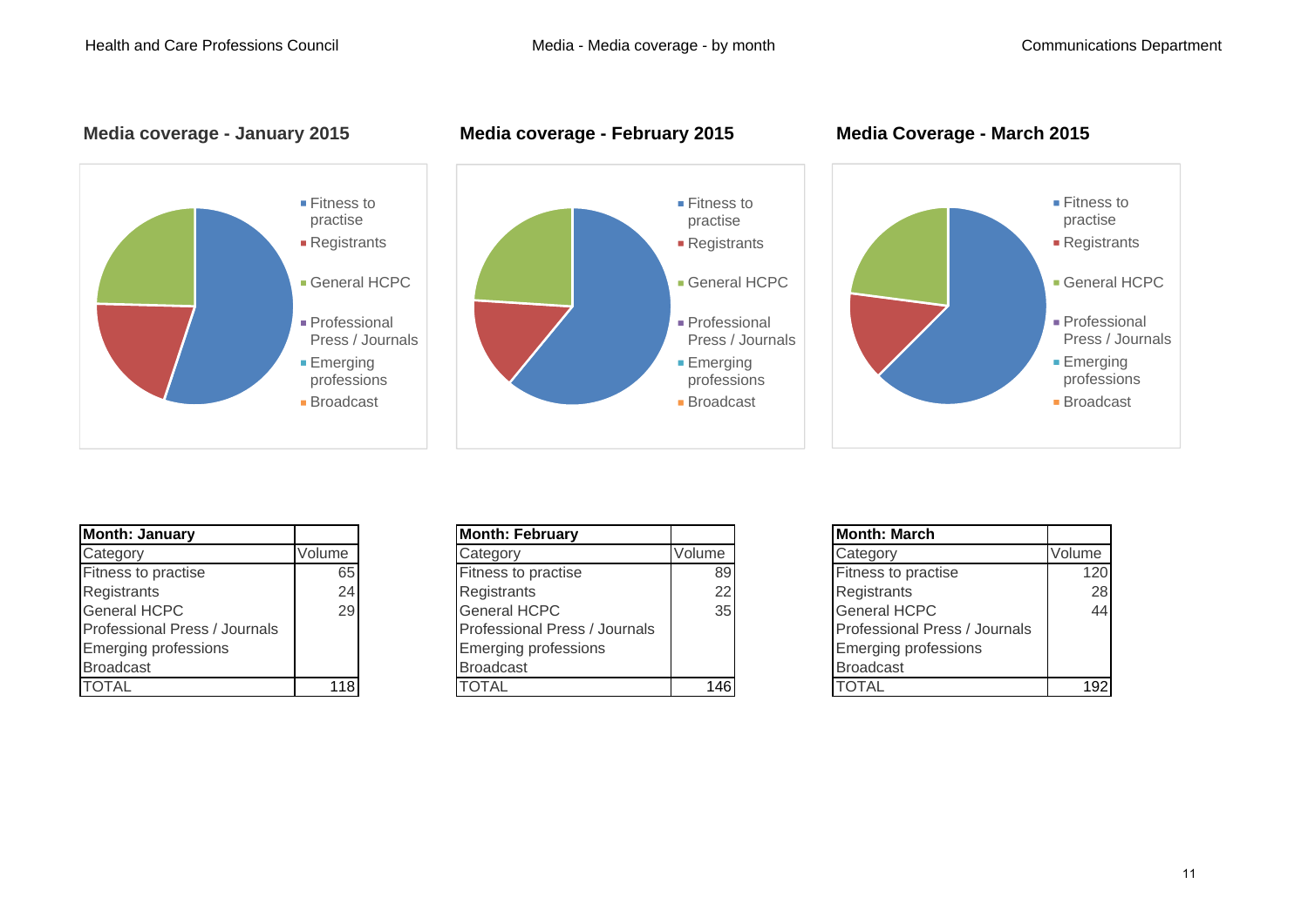## Media coverage - January 2015

- Fitness to practise
- Registrants
- General HCPC
- Professional Press / Journals
- Emerging professions
- Broadcast

## Media coverage - February 2015

- Fitness to practise
- Registrants
- General HCPC
- Professional Press / Journals
- Emerging professions
- Broadcast

## Media Coverage - March 2015

- Fitness to practise
- Registrants
- General HCPC
- Professional Press / Journals
- Emerging professions
- Broadcast

| **Month: January** | |
|---|---|
| Category | Volume |
| Fitness to practise | 65 |
| Registrants | 24 |
| General HCPC | 29 |
| Professional Press / Journals | |
| Emerging professions | |
| Broadcast | |
| TOTAL | 118 |

| **Month: February** | |
|---|---|
| Category | Volume |
| Fitness to practise | 89 |
| Registrants | 22 |
| General HCPC | 35 |
| Professional Press / Journals | |
| Emerging professions | |
| Broadcast | |
| TOTAL | 146 |

| **Month: March** | |
|---|---|
| Category | Volume |
| Fitness to practise | 120 |
| Registrants | 28 |
| General HCPC | 44 |
| Professional Press / Journals | |
| Emerging professions | |
| Broadcast | |
| TOTAL | 192 |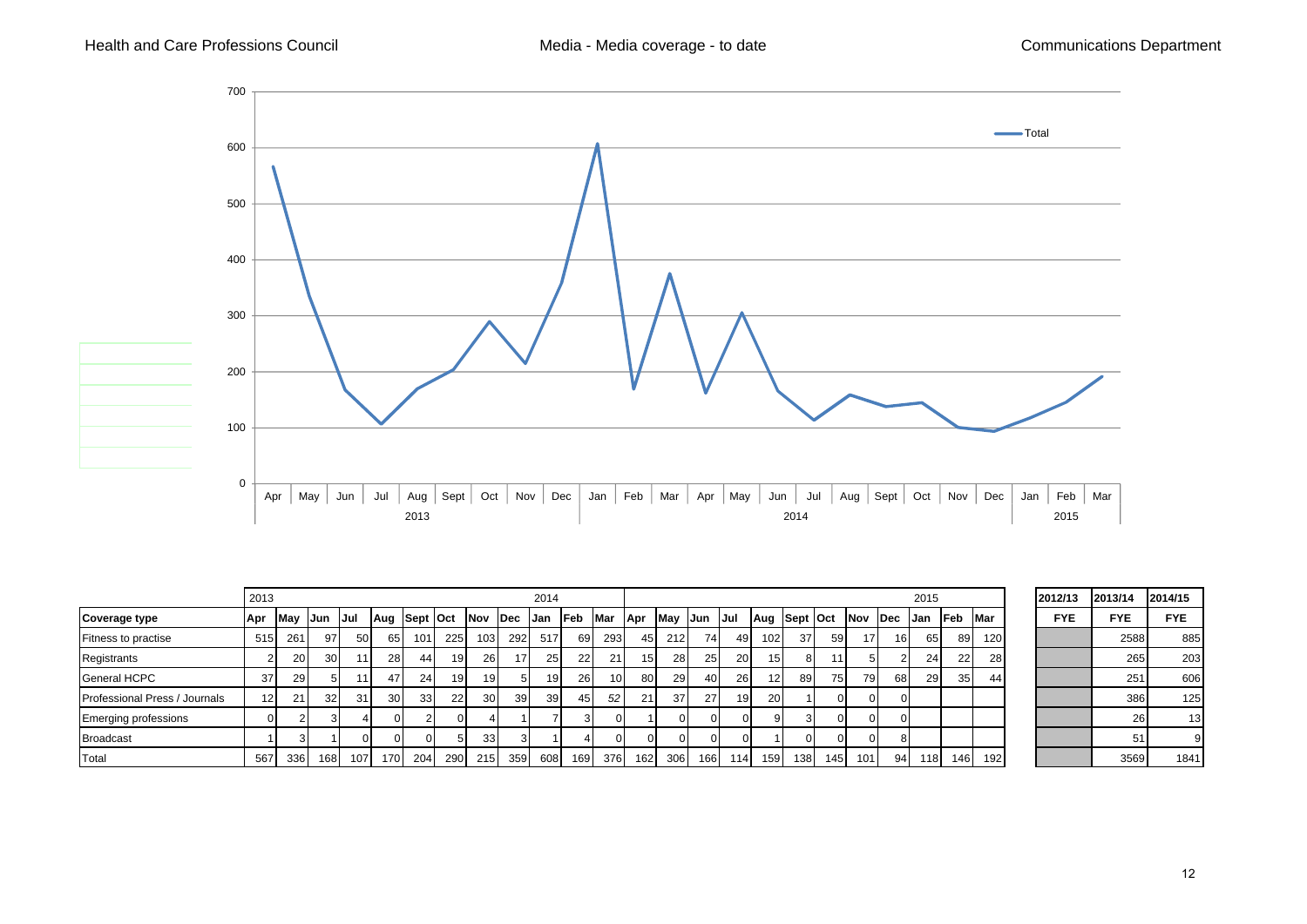Media - Media coverage - to date

| | 2013 | | | | | | | | | 2014 | | | | | | | | | | | | | 2015 | | | | 2012/13 | 2013/14 | 2014/15 |
|---|---|---|---|---|---|---|---|---|---|---|---|---|---|---|---|---|---|---|---|---|---|---|---|---|---|---|---|---|
| **Coverage type** | **Apr** | **May** | **Jun** | **Jul** | **Aug** | **Sept** | **Oct** | **Nov** | **Dec** | **Jan** | **Feb** | **Mar** | **Apr** | **May** | **Jun** | **Jul** | **Aug** | **Sept** | **Oct** | **Nov** | **Dec** | **Jan** | **Feb** | **Mar** | **FYE** | **FYE** | **FYE** |
| Fitness to practise | 515 | 261 | 97 | 50 | 65 | 101 | 225 | 103 | 292 | 517 | 69 | 293 | 45 | 212 | 74 | 49 | 102 | 37 | 59 | 17 | 16 | 65 | 89 | 120 | | 2588 | 885 |
| Registrants | 2 | 20 | 30 | 11 | 28 | 44 | 19 | 26 | 17 | 25 | 22 | 21 | 15 | 28 | 25 | 20 | 15 | 8 | 11 | 5 | 2 | 24 | 22 | 28 | | 265 | 203 |
| General HCPC | 37 | 29 | 5 | 11 | 47 | 24 | 19 | 19 | 5 | 19 | 26 | 10 | 80 | 29 | 40 | 26 | 12 | 89 | 75 | 79 | 68 | 29 | 35 | 44 | | 251 | 606 |
| Professional Press / Journals | 12 | 21 | 32 | 31 | 30 | 33 | 22 | 30 | 39 | 39 | 45 | 52 | 21 | 37 | 27 | 19 | 20 | 1 | 0 | 0 | 0 | | | | | 386 | 125 |
| Emerging professions | 0 | 2 | 3 | 4 | 0 | 2 | 0 | 4 | 1 | 7 | 3 | 0 | 1 | 0 | 0 | 0 | 9 | 3 | 0 | 0 | 0 | | | | | 26 | 13 |
| Broadcast | 1 | 3 | 1 | 0 | 0 | 0 | 5 | 33 | 3 | 1 | 4 | 0 | 0 | 0 | 0 | 0 | 1 | 0 | 0 | 0 | 8 | | | | | 51 | 9 |
| Total | 567 | 336 | 168 | 107 | 170 | 204 | 290 | 215 | 359 | 608 | 169 | 376 | 162 | 306 | 166 | 114 | 159 | 138 | 145 | 101 | 94 | 118 | 146 | 192 | | 3569 | 1841 |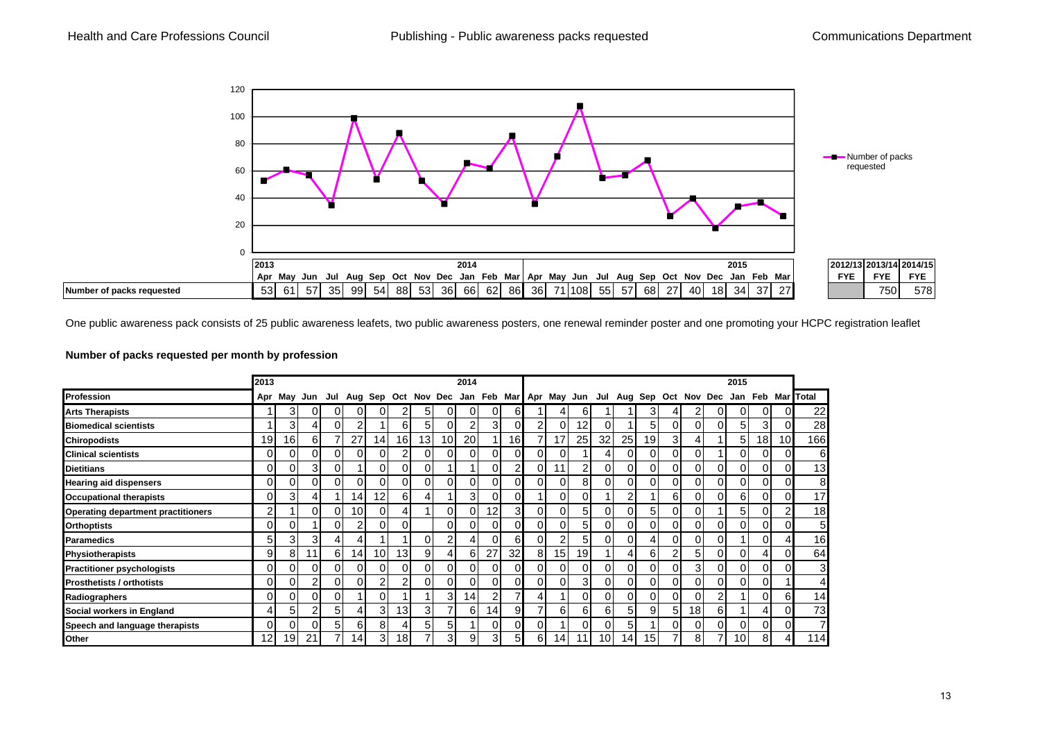## Publishing - Public awareness packs requested

| | 2013 | | | | | | | | | 2014 | | | | | | | | | | | | 2015 | | | | 2012/13 FYE | 2013/14 FYE | 2014/15 FYE |
|---|---|---|---|---|---|---|---|---|---|---|---|---|---|---|---|---|---|---|---|---|---|---|---|---|---|---|---|---|
| | Apr | May | Jun | Jul | Aug | Sep | Oct | Nov | Dec | Jan | Feb | Mar | Apr | May | Jun | Jul | Aug | Sep | Oct | Nov | Dec | Jan | Feb | Mar | | | | |
| Number of packs requested | 53 | 61 | 57 | 35 | 99 | 54 | 88 | 53 | 36 | 66 | 62 | 86 | 36 | 71 | 108 | 55 | 57 | 68 | 27 | 40 | 18 | 34 | 37 | 27 | | | 750 | 578 |

One public awareness pack consists of 25 public awareness leaflets, two public awareness posters, one renewal reminder poster and one promoting your HCPC registration leaflet

### Number of packs requested per month by profession

| | 2013 | | | | | | | | | 2014 | | | | | | | | | | | | 2015 | | | |
|---|---|---|---|---|---|---|---|---|---|---|---|---|---|---|---|---|---|---|---|---|---|---|---|---|---|
| **Profession** | Apr | May | Jun | Jul | Aug | Sep | Oct | Nov | Dec | Jan | Feb | Mar | Apr | May | Jun | Jul | Aug | Sep | Oct | Nov | Dec | Jan | Feb | Mar | Total |
| **Arts Therapists** | 1 | 3 | 0 | 0 | 0 | 0 | 2 | 5 | 0 | 0 | 0 | 6 | 1 | 4 | 6 | 1 | 1 | 3 | 4 | 2 | 0 | 0 | 0 | 0 | 22 |
| **Biomedical scientists** | 1 | 3 | 4 | 0 | 2 | 1 | 6 | 5 | 0 | 2 | 3 | 0 | 2 | 0 | 12 | 0 | 1 | 5 | 0 | 0 | 0 | 5 | 3 | 0 | 28 |
| **Chiropodists** | 19 | 16 | 6 | 7 | 27 | 14 | 16 | 13 | 10 | 20 | 1 | 16 | 7 | 17 | 25 | 32 | 25 | 19 | 3 | 4 | 1 | 5 | 18 | 10 | 166 |
| **Clinical scientists** | 0 | 0 | 0 | 0 | 0 | 0 | 2 | 0 | 0 | 0 | 0 | 0 | 0 | 0 | 1 | 4 | 0 | 0 | 0 | 0 | 1 | 0 | 0 | 0 | 6 |
| **Dietitians** | 0 | 0 | 3 | 0 | 1 | 0 | 0 | 0 | 1 | 1 | 0 | 2 | 0 | 11 | 2 | 0 | 0 | 0 | 0 | 0 | 0 | 0 | 0 | 0 | 13 |
| **Hearing aid dispensers** | 0 | 0 | 0 | 0 | 0 | 0 | 0 | 0 | 0 | 0 | 0 | 0 | 0 | 0 | 8 | 0 | 0 | 0 | 0 | 0 | 0 | 0 | 0 | 0 | 8 |
| **Occupational therapists** | 0 | 3 | 4 | 1 | 14 | 12 | 6 | 4 | 1 | 3 | 0 | 0 | 1 | 0 | 0 | 1 | 2 | 1 | 6 | 0 | 0 | 6 | 0 | 0 | 17 |
| **Operating department practitioners** | 2 | 1 | 0 | 0 | 10 | 0 | 4 | 1 | 0 | 0 | 12 | 3 | 0 | 0 | 0 | 0 | 0 | 5 | 0 | 0 | 1 | 5 | 0 | 2 | 18 |
| **Orthoptists** | 0 | 0 | 1 | 0 | 2 | 0 | 0 | | 0 | 0 | 0 | 0 | 0 | 0 | 5 | 0 | 0 | 0 | 0 | 0 | 0 | 0 | 0 | 0 | 5 |
| **Paramedics** | 5 | 3 | 3 | 4 | 4 | 1 | 1 | 0 | 2 | 4 | 0 | 6 | 0 | 2 | 5 | 0 | 0 | 4 | 0 | 0 | 0 | 1 | 0 | 4 | 16 |
| **Physiotherapists** | 9 | 8 | 11 | 6 | 14 | 10 | 13 | 9 | 4 | 6 | 27 | 32 | 8 | 15 | 19 | 1 | 4 | 6 | 2 | 5 | 0 | 0 | 4 | 0 | 64 |
| **Practitioner psychologists** | 0 | 0 | 0 | 0 | 0 | 0 | 0 | 0 | 0 | 0 | 0 | 0 | 0 | 0 | 0 | 0 | 0 | 0 | 0 | 3 | 0 | 0 | 0 | 0 | 3 |
| **Prosthetists / orthotists** | 0 | 0 | 2 | 0 | 0 | 2 | 2 | 0 | 0 | 0 | 0 | 0 | 0 | 0 | 3 | 0 | 0 | 0 | 0 | 0 | 0 | 0 | 0 | 1 | 4 |
| **Radiographers** | 0 | 0 | 0 | 0 | 1 | 0 | 1 | 1 | 3 | 14 | 2 | 7 | 4 | 1 | 0 | 0 | 0 | 0 | 0 | 0 | 2 | 1 | 0 | 6 | 14 |
| **Social workers in England** | 4 | 5 | 2 | 5 | 4 | 3 | 13 | 3 | 7 | 6 | 14 | 9 | 7 | 6 | 6 | 6 | 5 | 9 | 5 | 18 | 6 | 1 | 4 | 0 | 73 |
| **Speech and language therapists** | 0 | 0 | 0 | 5 | 6 | 8 | 4 | 5 | 5 | 1 | 0 | 0 | 0 | 1 | 0 | 0 | 5 | 1 | 0 | 0 | 0 | 0 | 0 | 0 | 7 |
| **Other** | 12 | 19 | 21 | 7 | 14 | 3 | 18 | 7 | 3 | 9 | 3 | 5 | 6 | 14 | 11 | 10 | 14 | 15 | 7 | 8 | 7 | 10 | 8 | 4 | 114 |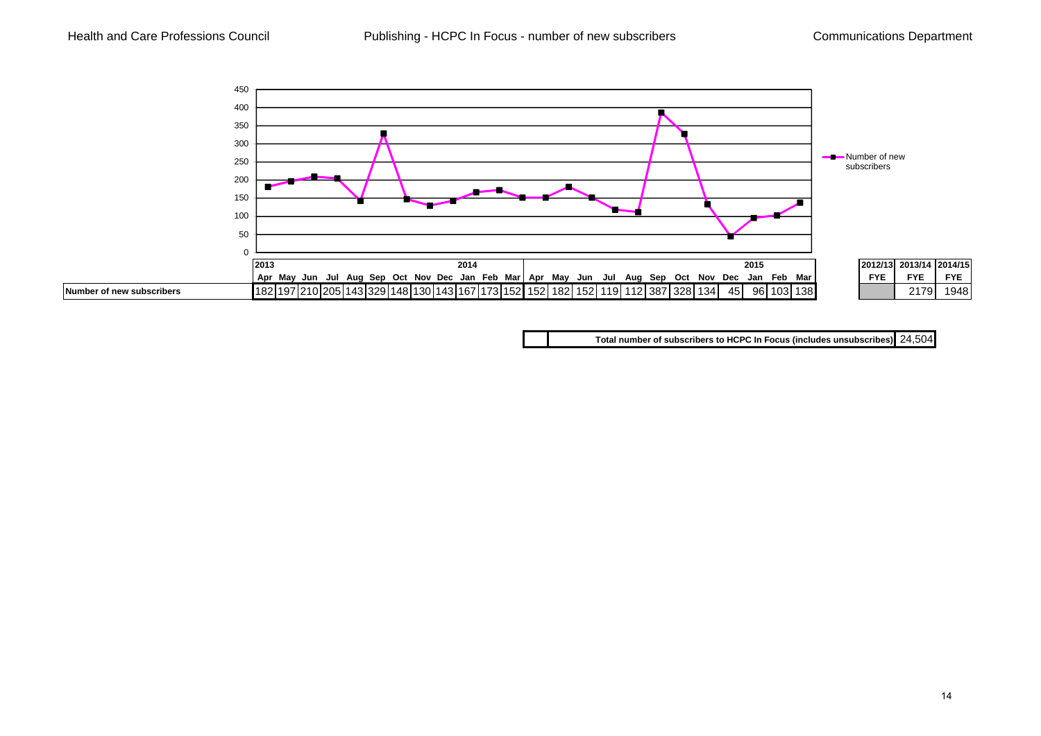Health and Care Professions Council | Publishing - HCPC In Focus - number of new subscribers | Communications Department

| | 2013 | | | | | | | | | 2014 | | | | | | | | | | | | 2015 | | |
|---|---|---|---|---|---|---|---|---|---|---|---|---|---|---|---|---|---|---|---|---|---|---|---|---|
| | Apr | May | Jun | Jul | Aug | Sep | Oct | Nov | Dec | Jan | Feb | Mar | Apr | May | Jun | Jul | Aug | Sep | Oct | Nov | Dec | Jan | Feb | Mar |
| **Number of new subscribers** | 182 | 197 | 210 | 205 | 143 | 329 | 148 | 130 | 143 | 167 | 173 | 152 | 152 | 182 | 152 | 119 | 112 | 387 | 328 | 134 | 45 | 96 | 103 | 138 |

| 2012/13 FYE | 2013/14 FYE | 2014/15 FYE |
|---|---|---|
| | 2179 | 1948 |

| **Total number of subscribers to HCPC In Focus (includes unsubscribes)** | 24,504 |
|---|---|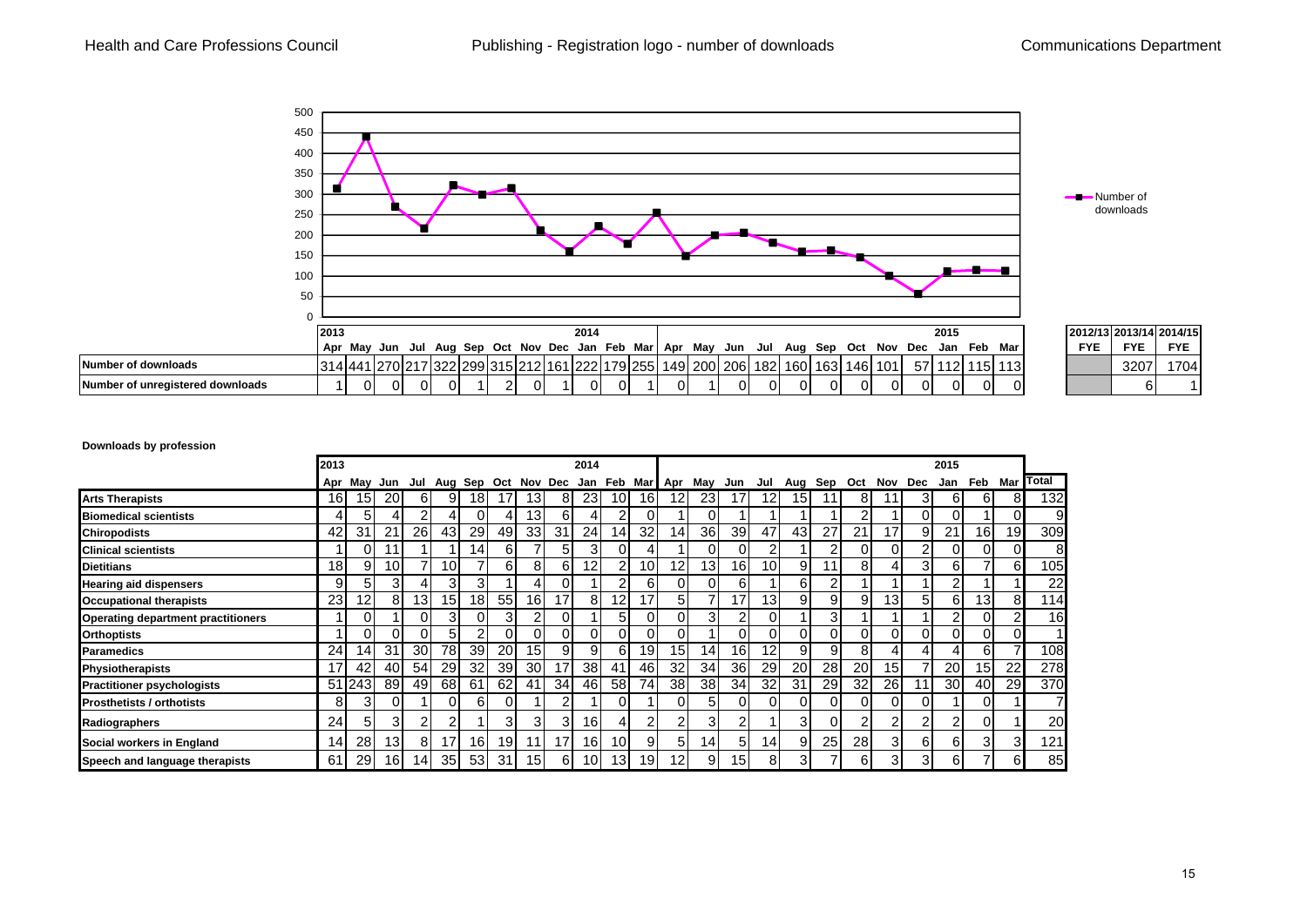# Publishing - Registration logo - number of downloads

| | 2013 Apr | May | Jun | Jul | Aug | Sep | Oct | Nov | Dec | 2014 Jan | Feb | Mar | Apr | May | Jun | Jul | Aug | Sep | Oct | Nov | Dec | 2015 Jan | Feb | Mar | 2012/13 FYE | 2013/14 FYE | 2014/15 FYE |
|---|---|---|---|---|---|---|---|---|---|---|---|---|---|---|---|---|---|---|---|---|---|---|---|---|---|---|---|
| Number of downloads | 314 | 441 | 270 | 217 | 322 | 299 | 315 | 212 | 161 | 222 | 179 | 255 | 149 | 200 | 206 | 182 | 160 | 163 | 146 | 101 | 57 | 112 | 115 | 113 | | 3207 | 1704 |
| Number of unregistered downloads | 1 | 0 | 0 | 0 | 0 | 1 | 2 | 0 | 1 | 0 | 0 | 1 | 0 | 1 | 0 | 0 | 0 | 0 | 0 | 0 | 0 | 0 | 0 | 0 | | 6 | 1 |

**Downloads by profession**

| | 2013 Apr | May | Jun | Jul | Aug | Sep | Oct | Nov | Dec | 2014 Jan | Feb | Mar | Apr | May | Jun | Jul | Aug | Sep | Oct | Nov | Dec | 2015 Jan | Feb | Mar | Total |
|---|---|---|---|---|---|---|---|---|---|---|---|---|---|---|---|---|---|---|---|---|---|---|---|---|---|
| **Arts Therapists** | 16 | 15 | 20 | 6 | 9 | 18 | 17 | 13 | 8 | 23 | 10 | 16 | 12 | 23 | 17 | 12 | 15 | 11 | 8 | 11 | 3 | 6 | 6 | 8 | 132 |
| **Biomedical scientists** | 4 | 5 | 4 | 2 | 4 | 0 | 4 | 13 | 6 | 4 | 2 | 0 | 1 | 0 | 1 | 1 | 1 | 1 | 2 | 1 | 0 | 0 | 1 | 0 | 9 |
| **Chiropodists** | 42 | 31 | 21 | 26 | 43 | 29 | 49 | 33 | 31 | 24 | 14 | 32 | 14 | 36 | 39 | 47 | 43 | 27 | 21 | 17 | 9 | 21 | 16 | 19 | 309 |
| **Clinical scientists** | 1 | 0 | 11 | 1 | 1 | 14 | 6 | 7 | 5 | 3 | 0 | 4 | 1 | 0 | 0 | 2 | 1 | 2 | 0 | 0 | 2 | 0 | 0 | 0 | 8 |
| **Dietitians** | 18 | 9 | 10 | 7 | 10 | 7 | 6 | 8 | 6 | 12 | 2 | 10 | 12 | 13 | 16 | 10 | 9 | 11 | 8 | 4 | 3 | 6 | 7 | 6 | 105 |
| **Hearing aid dispensers** | 9 | 5 | 3 | 4 | 3 | 3 | 1 | 4 | 0 | 1 | 2 | 6 | 0 | 0 | 6 | 1 | 6 | 2 | 1 | 1 | 1 | 2 | 1 | 1 | 22 |
| **Occupational therapists** | 23 | 12 | 8 | 13 | 15 | 18 | 55 | 16 | 17 | 8 | 12 | 17 | 5 | 7 | 17 | 13 | 9 | 9 | 9 | 13 | 5 | 6 | 13 | 8 | 114 |
| **Operating department practitioners** | 1 | 0 | 1 | 0 | 3 | 0 | 3 | 2 | 0 | 1 | 5 | 0 | 0 | 3 | 2 | 0 | 1 | 3 | 1 | 1 | 1 | 2 | 0 | 2 | 16 |
| **Orthoptists** | 1 | 0 | 0 | 0 | 5 | 2 | 0 | 0 | 0 | 0 | 0 | 0 | 0 | 1 | 0 | 0 | 0 | 0 | 0 | 0 | 0 | 0 | 0 | 0 | 1 |
| **Paramedics** | 24 | 14 | 31 | 30 | 78 | 39 | 20 | 15 | 9 | 9 | 6 | 19 | 15 | 14 | 16 | 12 | 9 | 9 | 8 | 4 | 4 | 4 | 6 | 7 | 108 |
| **Physiotherapists** | 17 | 42 | 40 | 54 | 29 | 32 | 39 | 30 | 17 | 38 | 41 | 46 | 32 | 34 | 36 | 29 | 20 | 28 | 20 | 15 | 7 | 20 | 15 | 22 | 278 |
| **Practitioner psychologists** | 51 | 243 | 89 | 49 | 68 | 61 | 62 | 41 | 34 | 46 | 58 | 74 | 38 | 38 | 34 | 32 | 31 | 29 | 32 | 26 | 11 | 30 | 40 | 29 | 370 |
| **Prosthetists / orthotists** | 8 | 3 | 0 | 1 | 0 | 6 | 0 | 1 | 2 | 1 | 0 | 1 | 0 | 5 | 0 | 0 | 0 | 0 | 0 | 0 | 0 | 1 | 0 | 1 | 7 |
| **Radiographers** | 24 | 5 | 3 | 2 | 2 | 1 | 3 | 3 | 3 | 16 | 4 | 2 | 2 | 3 | 2 | 1 | 3 | 0 | 2 | 2 | 2 | 2 | 0 | 1 | 20 |
| **Social workers in England** | 14 | 28 | 13 | 8 | 17 | 16 | 19 | 11 | 17 | 16 | 10 | 9 | 5 | 14 | 5 | 14 | 9 | 25 | 28 | 3 | 6 | 6 | 3 | 3 | 121 |
| **Speech and language therapists** | 61 | 29 | 16 | 14 | 35 | 53 | 31 | 15 | 6 | 10 | 13 | 19 | 12 | 9 | 15 | 8 | 3 | 7 | 6 | 3 | 3 | 6 | 7 | 6 | 85 |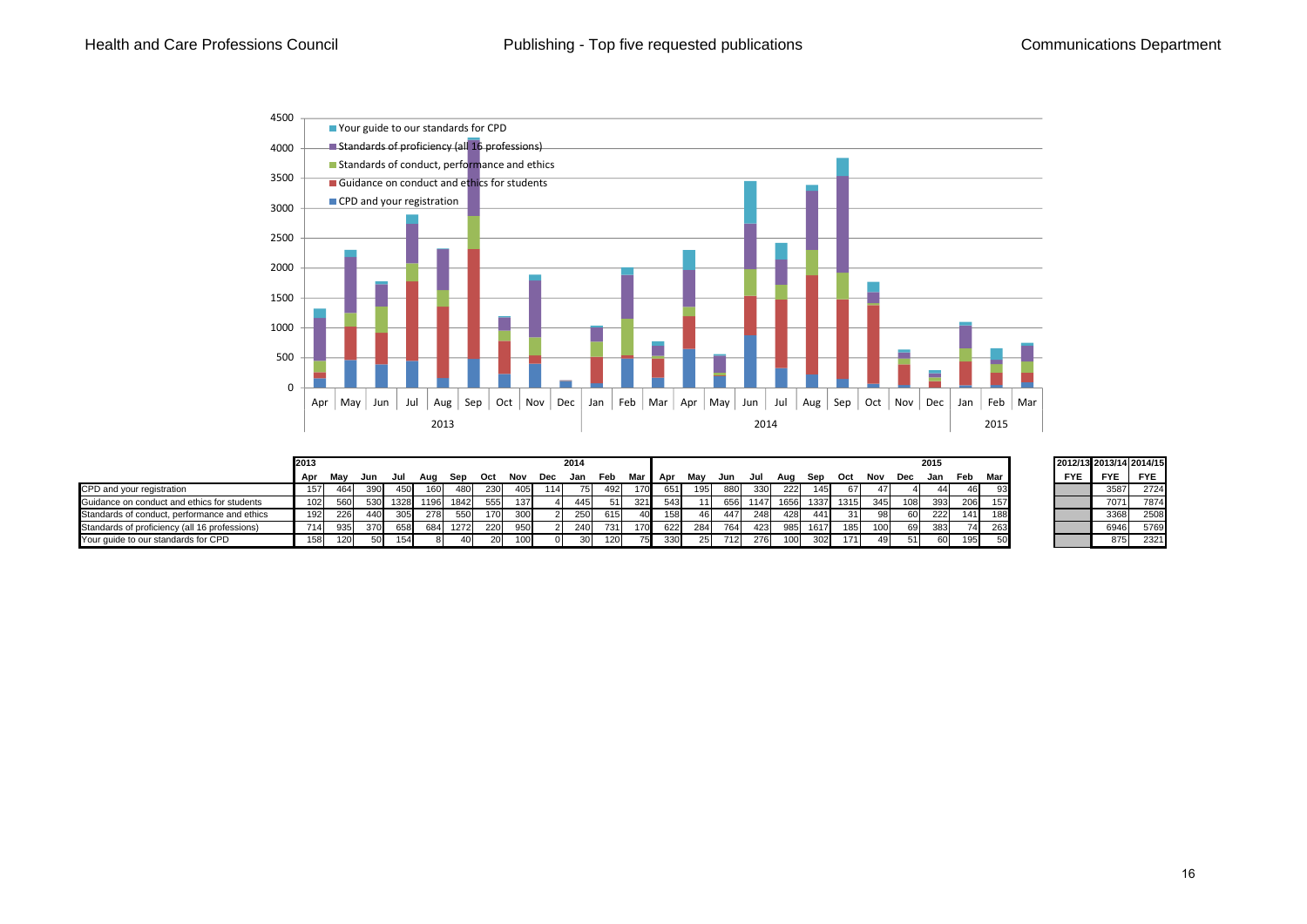Health and Care Professions Council | Publishing - Top five requested publications | Communications Department

| | 2013 | | | | | | | | | 2014 | | | | | | | | | | | | | 2015 | | | | 2012/13 | 2013/14 | 2014/15 |
|---|---|---|---|---|---|---|---|---|---|---|---|---|---|---|---|---|---|---|---|---|---|---|---|---|---|---|---|---|
| | Apr | May | Jun | Jul | Aug | Sep | Oct | Nov | Dec | Jan | Feb | Mar | Apr | May | Jun | Jul | Aug | Sep | Oct | Nov | Dec | Jan | Feb | Mar | | FYE | FYE | FYE |
| CPD and your registration | 157 | 464 | 390 | 450 | 160 | 480 | 230 | 405 | 114 | 75 | 492 | 170 | 651 | 195 | 880 | 330 | 222 | 145 | 67 | 47 | 4 | 44 | 46 | 93 | | | 3587 | 2724 |
| Guidance on conduct and ethics for students | 102 | 560 | 530 | 1328 | 1196 | 1842 | 555 | 137 | 4 | 445 | 51 | 321 | 543 | 11 | 656 | 1147 | 1656 | 1337 | 1315 | 345 | 108 | 393 | 206 | 157 | | | 7071 | 7874 |
| Standards of conduct, performance and ethics | 192 | 226 | 440 | 305 | 278 | 550 | 170 | 300 | 2 | 250 | 615 | 40 | 158 | 46 | 447 | 248 | 428 | 441 | 31 | 98 | 60 | 222 | 141 | 188 | | | 3368 | 2508 |
| Standards of proficiency (all 16 professions) | 714 | 935 | 370 | 658 | 684 | 1272 | 220 | 950 | 2 | 240 | 731 | 170 | 622 | 284 | 764 | 423 | 985 | 1617 | 185 | 100 | 69 | 383 | 74 | 263 | | | 6946 | 5769 |
| Your guide to our standards for CPD | 158 | 120 | 50 | 154 | 8 | 40 | 20 | 100 | 0 | 30 | 120 | 75 | 330 | 25 | 712 | 276 | 100 | 302 | 171 | 49 | 51 | 60 | 195 | 50 | | | 875 | 2321 |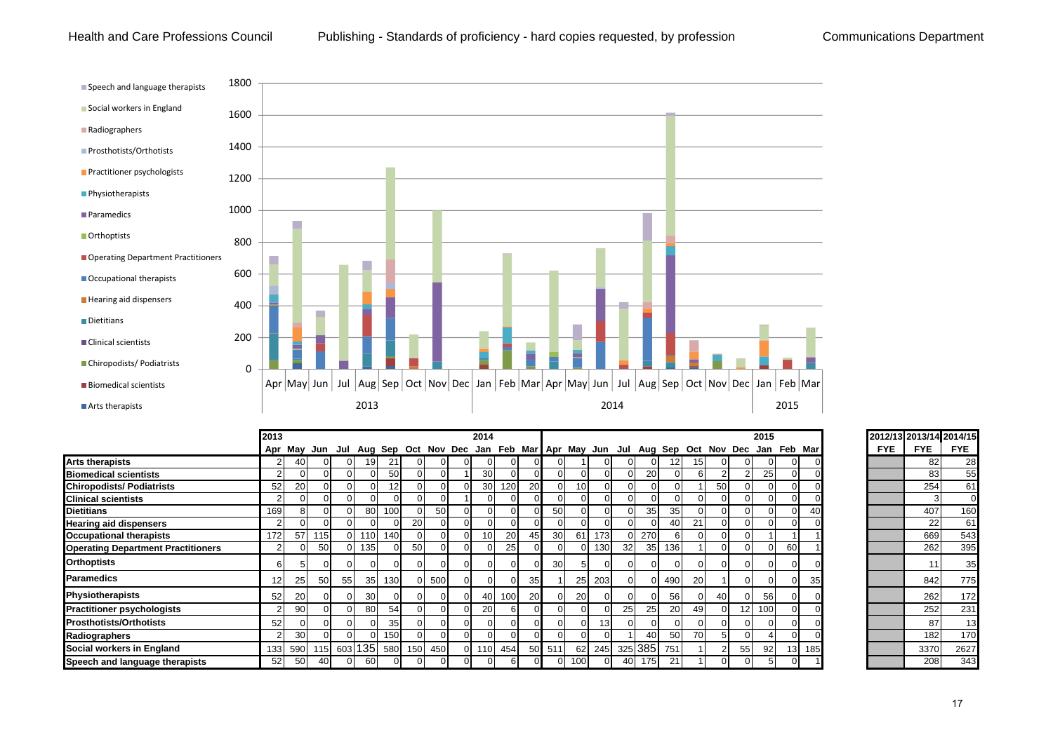# Publishing - Standards of proficiency - hard copies requested, by profession

| | 2013 | | | | | | | | | 2014 | | | | | | | | | | | | | 2015 | | | 2012/13 | 2013/14 | 2014/15 |
|---|---|---|---|---|---|---|---|---|---|---|---|---|---|---|---|---|---|---|---|---|---|---|---|---|---|---|---|---|
| | Apr | May | Jun | Jul | Aug | Sep | Oct | Nov | Dec | Jan | Feb | Mar | Apr | May | Jun | Jul | Aug | Sep | Oct | Nov | Dec | Jan | Feb | Mar | FYE | FYE | FYE |
| **Arts therapists** | 2 | 40 | 0 | 0 | 19 | 21 | 0 | 0 | 0 | 0 | 0 | 0 | 0 | 1 | 0 | 0 | 0 | 12 | 15 | 0 | 0 | 0 | 0 | 0 | | 82 | 28 |
| **Biomedical scientists** | 2 | 0 | 0 | 0 | 0 | 50 | 0 | 0 | 1 | 30 | 0 | 0 | 0 | 0 | 0 | 0 | 20 | 0 | 6 | 2 | 2 | 25 | 0 | 0 | | 83 | 55 |
| **Chiropodists/ Podiatrists** | 52 | 20 | 0 | 0 | 0 | 12 | 0 | 0 | 0 | 30 | 120 | 20 | 0 | 10 | 0 | 0 | 0 | 0 | 1 | 50 | 0 | 0 | 0 | 0 | | 254 | 61 |
| **Clinical scientists** | 2 | 0 | 0 | 0 | 0 | 0 | 0 | 0 | 1 | 0 | 0 | 0 | 0 | 0 | 0 | 0 | 0 | 0 | 0 | 0 | 0 | 0 | 0 | 0 | | 3 | 0 |
| **Dietitians** | 169 | 8 | 0 | 0 | 80 | 100 | 0 | 50 | 0 | 0 | 0 | 0 | 50 | 0 | 0 | 0 | 35 | 35 | 0 | 0 | 0 | 0 | 0 | 40 | | 407 | 160 |
| **Hearing aid dispensers** | 2 | 0 | 0 | 0 | 0 | 0 | 20 | 0 | 0 | 0 | 0 | 0 | 0 | 0 | 0 | 0 | 0 | 40 | 21 | 0 | 0 | 0 | 0 | 0 | | 22 | 61 |
| **Occupational therapists** | 172 | 57 | 115 | 0 | 110 | 140 | 0 | 0 | 0 | 10 | 20 | 45 | 30 | 61 | 173 | 0 | 270 | 6 | 0 | 0 | 0 | 1 | 1 | 1 | | 669 | 543 |
| **Operating Department Practitioners** | 2 | 0 | 50 | 0 | 135 | 0 | 50 | 0 | 0 | 0 | 25 | 0 | 0 | 0 | 130 | 32 | 35 | 136 | 1 | 0 | 0 | 0 | 60 | 1 | | 262 | 395 |
| **Orthoptists** | 6 | 5 | 0 | 0 | 0 | 0 | 0 | 0 | 0 | 0 | 0 | 0 | 30 | 5 | 0 | 0 | 0 | 0 | 0 | 0 | 0 | 0 | 0 | 0 | | 11 | 35 |
| **Paramedics** | 12 | 25 | 50 | 55 | 35 | 130 | 0 | 500 | 0 | 0 | 0 | 35 | 1 | 25 | 203 | 0 | 0 | 490 | 20 | 1 | 0 | 0 | 0 | 35 | | 842 | 775 |
| **Physiotherapists** | 52 | 20 | 0 | 0 | 30 | 0 | 0 | 0 | 0 | 40 | 100 | 20 | 0 | 20 | 0 | 0 | 0 | 56 | 0 | 40 | 0 | 56 | 0 | 0 | | 262 | 172 |
| **Practitioner psychologists** | 2 | 90 | 0 | 0 | 80 | 54 | 0 | 0 | 0 | 20 | 6 | 0 | 0 | 0 | 0 | 25 | 25 | 20 | 49 | 0 | 12 | 100 | 0 | 0 | | 252 | 231 |
| **Prosthotists/Orthotists** | 52 | 0 | 0 | 0 | 0 | 35 | 0 | 0 | 0 | 0 | 0 | 0 | 0 | 0 | 13 | 0 | 0 | 0 | 0 | 0 | 0 | 0 | 0 | 0 | | 87 | 13 |
| **Radiographers** | 2 | 30 | 0 | 0 | 0 | 150 | 0 | 0 | 0 | 0 | 0 | 0 | 0 | 0 | 0 | 1 | 40 | 50 | 70 | 5 | 0 | 4 | 0 | 0 | | 182 | 170 |
| **Social workers in England** | 133 | 590 | 115 | 603 | 135 | 580 | 150 | 450 | 0 | 110 | 454 | 50 | 511 | 62 | 245 | 325 | 385 | 751 | 1 | 2 | 55 | 92 | 13 | 185 | | 3370 | 2627 |
| **Speech and language therapists** | 52 | 50 | 40 | 0 | 60 | 0 | 0 | 0 | 0 | 0 | 6 | 0 | 0 | 100 | 0 | 40 | 175 | 21 | 1 | 0 | 0 | 5 | 0 | 1 | | 208 | 343 |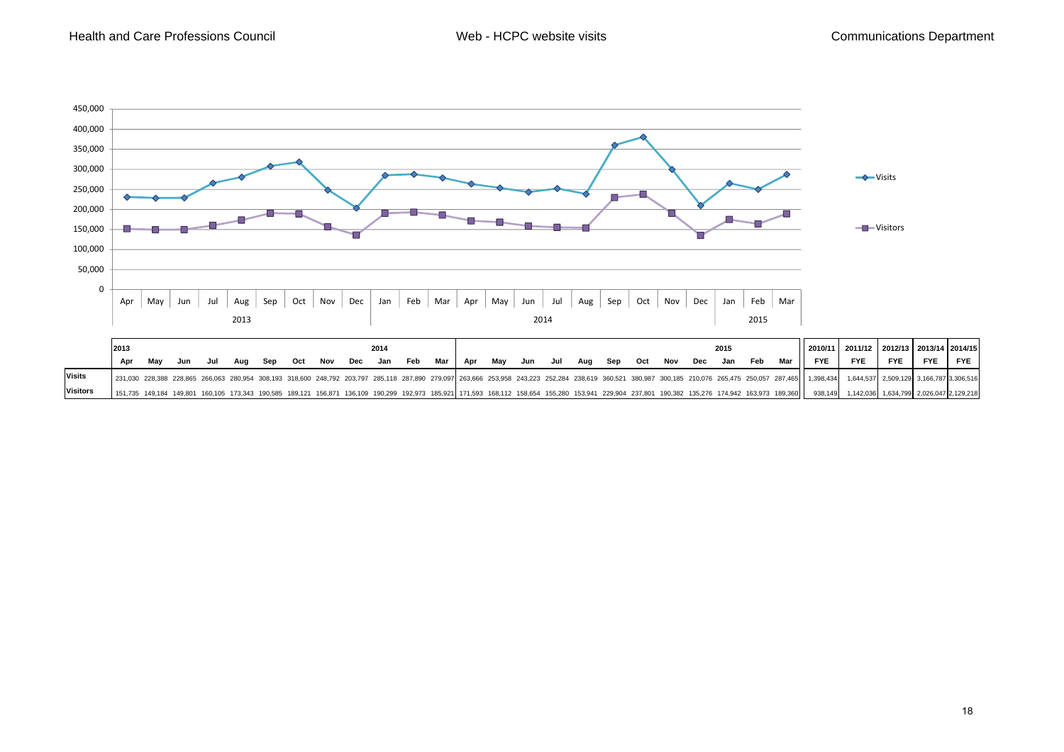Health and Care Professions Council | Web - HCPC website visits | Communications Department

| | 2013 | | | | | | | | | 2014 | | | | | | | | | | | | 2015 | | | 2010/11 | 2011/12 | 2012/13 | 2013/14 | 2014/15 |
|---|---|---|---|---|---|---|---|---|---|---|---|---|---|---|---|---|---|---|---|---|---|---|---|---|---|---|---|---|---|
| | Apr | May | Jun | Jul | Aug | Sep | Oct | Nov | Dec | Jan | Feb | Mar | Apr | May | Jun | Jul | Aug | Sep | Oct | Nov | Dec | Jan | Feb | Mar | FYE | FYE | FYE | FYE | FYE |
| Visits | 231,030 | 228,388 | 228,865 | 266,063 | 280,954 | 308,193 | 318,600 | 248,792 | 203,797 | 285,118 | 287,890 | 279,097 | 263,666 | 253,958 | 243,223 | 252,284 | 238,619 | 360,521 | 380,987 | 300,185 | 210,076 | 265,475 | 250,057 | 287,465 | 1,398,434 | 1,644,537 | 2,509,129 | 3,166,787 | 3,306,516 |
| Visitors | 151,735 | 149,184 | 149,801 | 160,105 | 173,343 | 190,585 | 189,121 | 156,871 | 136,109 | 190,299 | 192,973 | 185,921 | 171,593 | 168,112 | 158,654 | 155,280 | 153,941 | 229,904 | 237,801 | 190,382 | 135,276 | 174,942 | 163,973 | 189,360 | 938,149 | 1,142,036 | 1,634,799 | 2,026,047 | 2,129,218 |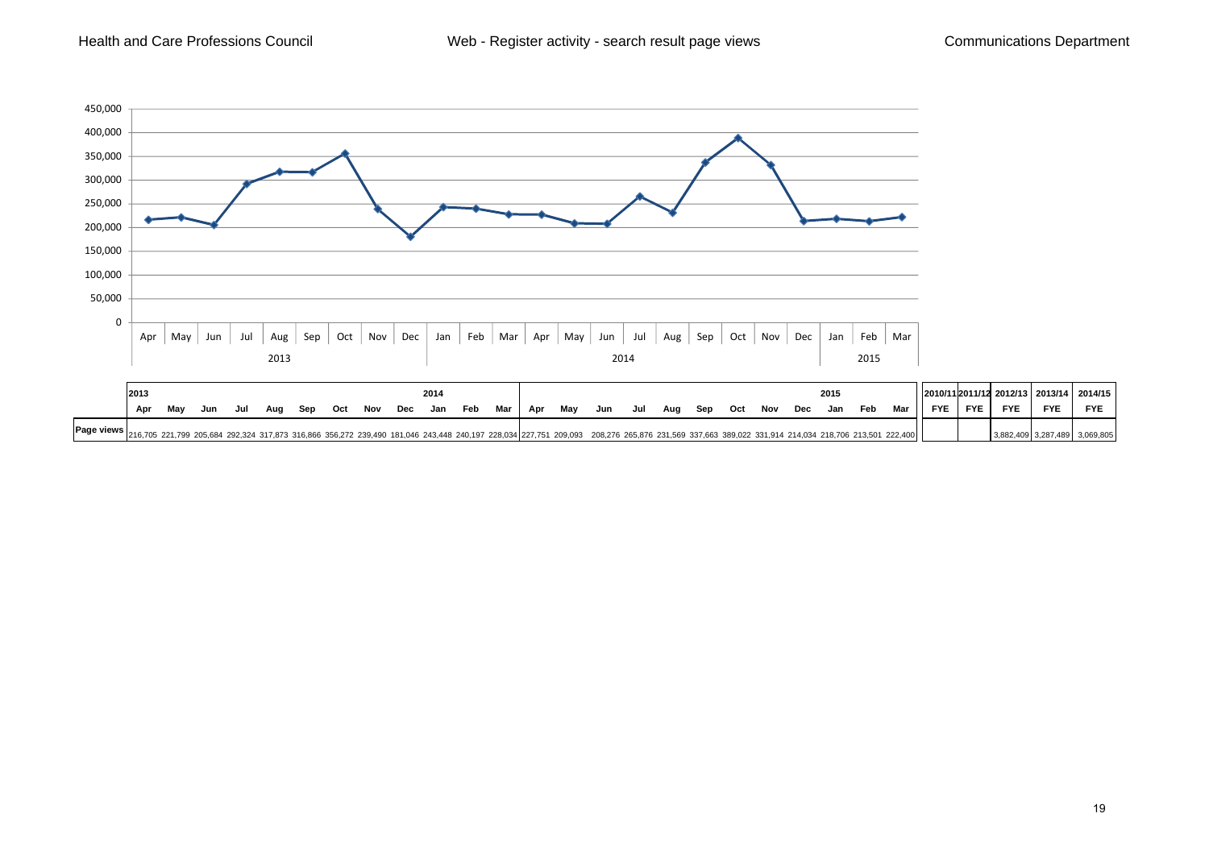Health and Care Professions Council | Web - Register activity - search result page views | Communications Department

| | 2013 | | | | | | | | | 2014 | | | | | | | | | | | | 2015 | | | 2010/11 | 2011/12 | 2012/13 | 2013/14 | 2014/15 |
|---|---|---|---|---|---|---|---|---|---|---|---|---|---|---|---|---|---|---|---|---|---|---|---|---|---|---|---|---|---|
| | Apr | May | Jun | Jul | Aug | Sep | Oct | Nov | Dec | Jan | Feb | Mar | Apr | May | Jun | Jul | Aug | Sep | Oct | Nov | Dec | Jan | Feb | Mar | FYE | FYE | FYE | FYE | FYE |
| Page views | 216,705 | 221,799 | 205,684 | 292,324 | 317,873 | 316,866 | 356,272 | 239,490 | 181,046 | 243,448 | 240,197 | 228,034 | 227,751 | 209,093 | 208,276 | 265,876 | 231,569 | 337,663 | 389,022 | 331,914 | 214,034 | 218,706 | 213,501 | 222,400 | | | 3,882,409 | 3,287,489 | 3,069,805 |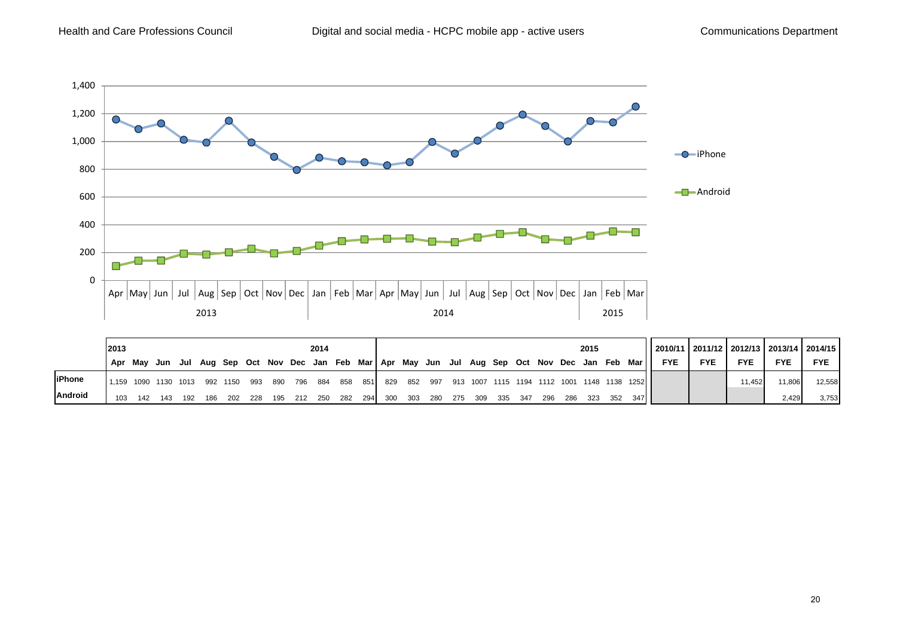# Digital and social media - HCPC mobile app - active users

| | 2013 | | | | | | | | | 2014 | | | | | | | | | | | | | 2015 | | | 2010/11 | 2011/12 | 2012/13 | 2013/14 | 2014/15 |
|---|---|---|---|---|---|---|---|---|---|---|---|---|---|---|---|---|---|---|---|---|---|---|---|---|---|---|---|---|---|---|
| | Apr | May | Jun | Jul | Aug | Sep | Oct | Nov | Dec | Jan | Feb | Mar | Apr | May | Jun | Jul | Aug | Sep | Oct | Nov | Dec | Jan | Feb | Mar | FYE | FYE | FYE | FYE | FYE |
| **iPhone** | 1,159 | 1090 | 1130 | 1013 | 992 | 1150 | 993 | 890 | 796 | 884 | 858 | 851 | 829 | 852 | 997 | 913 | 1007 | 1115 | 1194 | 1112 | 1001 | 1148 | 1138 | 1252 | | | 11,452 | 11,806 | 12,558 |
| **Android** | 103 | 142 | 143 | 192 | 186 | 202 | 228 | 195 | 212 | 250 | 282 | 294 | 300 | 303 | 280 | 275 | 309 | 335 | 347 | 296 | 286 | 323 | 352 | 347 | | | | 2,429 | 3,753 |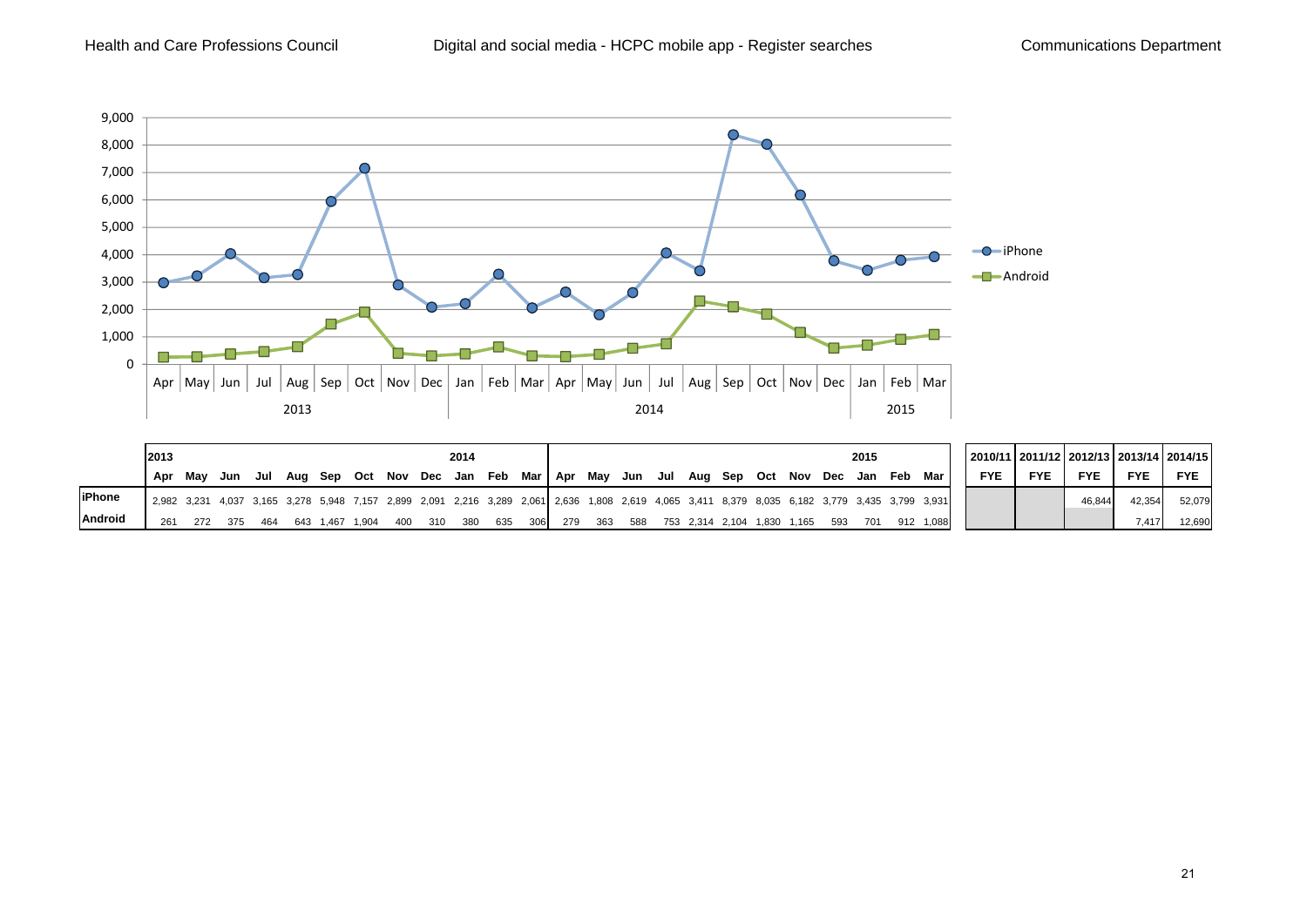Health and Care Professions Council | Digital and social media - HCPC mobile app - Register searches | Communications Department

| | 2013 | | | | | | | | | 2014 | | | | | | | | | | | | | | 2015 | | |
|---|---|---|---|---|---|---|---|---|---|---|---|---|---|---|---|---|---|---|---|---|---|---|---|---|---|---|
| | Apr | May | Jun | Jul | Aug | Sep | Oct | Nov | Dec | Jan | Feb | Mar | Apr | May | Jun | Jul | Aug | Sep | Oct | Nov | Dec | Jan | Feb | Mar |
| **iPhone** | 2,982 | 3,231 | 4,037 | 3,165 | 3,278 | 5,948 | 7,157 | 2,899 | 2,091 | 2,216 | 3,289 | 2,061 | 2,636 | 1,808 | 2,619 | 4,065 | 3,411 | 8,379 | 8,035 | 6,182 | 3,779 | 3,435 | 3,799 | 3,931 |
| **Android** | 261 | 272 | 375 | 464 | 643 | 1,467 | 1,904 | 400 | 310 | 380 | 635 | 306 | 279 | 363 | 588 | 753 | 2,314 | 2,104 | 1,830 | 1,165 | 593 | 701 | 912 | 1,088 |

| | 2010/11 FYE | 2011/12 FYE | 2012/13 FYE | 2013/14 FYE | 2014/15 FYE |
|---|---|---|---|---|---|
| **iPhone** | | | 46,844 | 42,354 | 52,079 |
| **Android** | | | | 7,417 | 12,690 |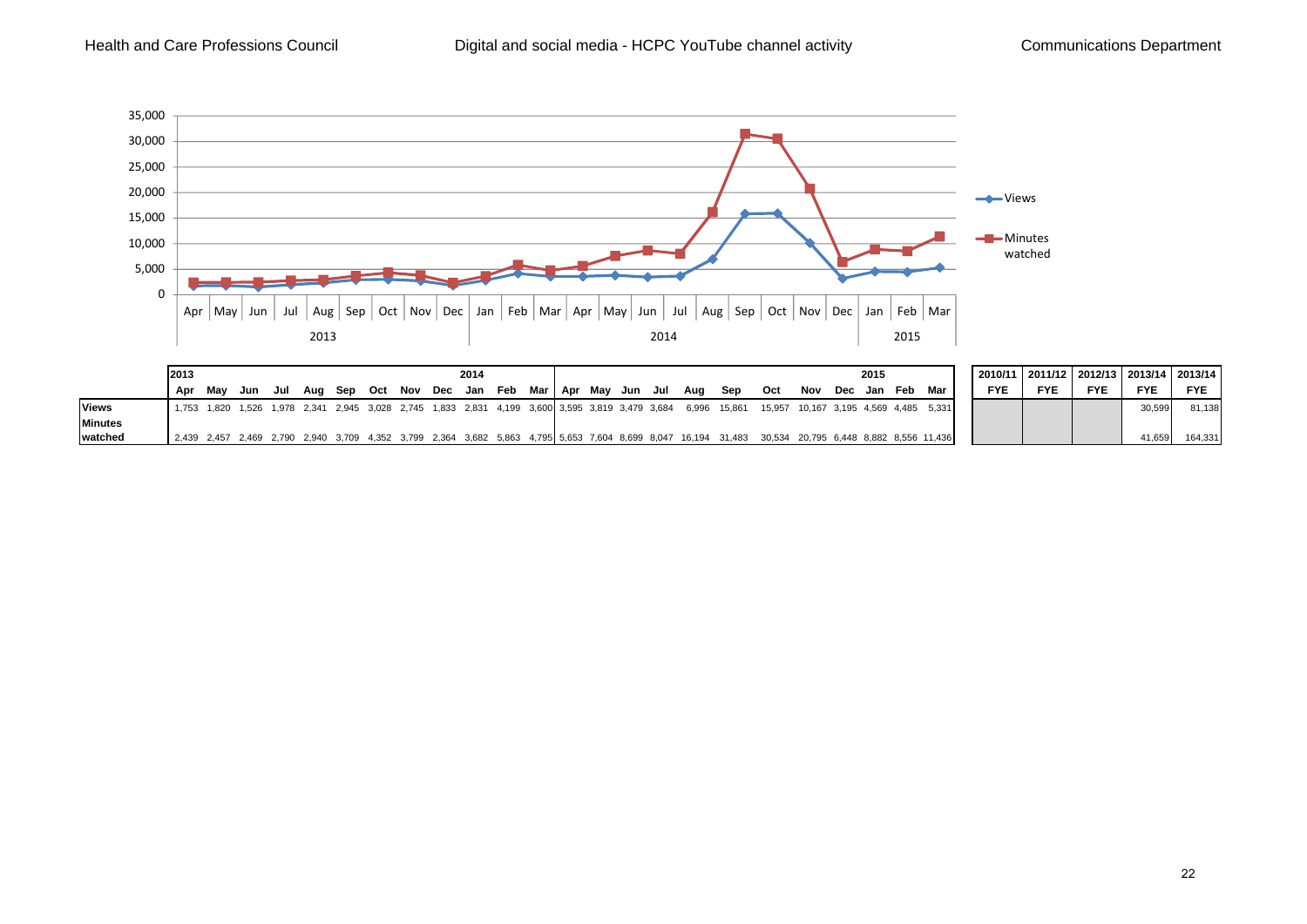Health and Care Professions Council | Digital and social media - HCPC YouTube channel activity | Communications Department

| | 2013 | | | | | | | | | 2014 | | | | | | | | | | | | | 2015 | | | | 2010/11 | 2011/12 | 2012/13 | 2013/14 | 2013/14 |
|---|---|---|---|---|---|---|---|---|---|---|---|---|---|---|---|---|---|---|---|---|---|---|---|---|---|---|---|---|---|---|
| | Apr | May | Jun | Jul | Aug | Sep | Oct | Nov | Dec | Jan | Feb | Mar | Apr | May | Jun | Jul | Aug | Sep | Oct | Nov | Dec | Jan | Feb | Mar | | FYE | FYE | FYE | FYE | FYE |
| **Views** | 1,753 | 1,820 | 1,526 | 1,978 | 2,341 | 2,945 | 3,028 | 2,745 | 1,833 | 2,831 | 4,199 | 3,600 | 3,595 | 3,819 | 3,479 | 3,684 | 6,996 | 15,861 | 15,957 | 10,167 | 3,195 | 4,569 | 4,485 | 5,331 | | | | | 30,599 | 81,138 |
| **Minutes watched** | 2,439 | 2,457 | 2,469 | 2,790 | 2,940 | 3,709 | 4,352 | 3,799 | 2,364 | 3,682 | 5,863 | 4,795 | 5,653 | 7,604 | 8,699 | 8,047 | 16,194 | 31,483 | 30,534 | 20,795 | 6,448 | 8,882 | 8,556 | 11,436 | | | | | 41,659 | 164,331 |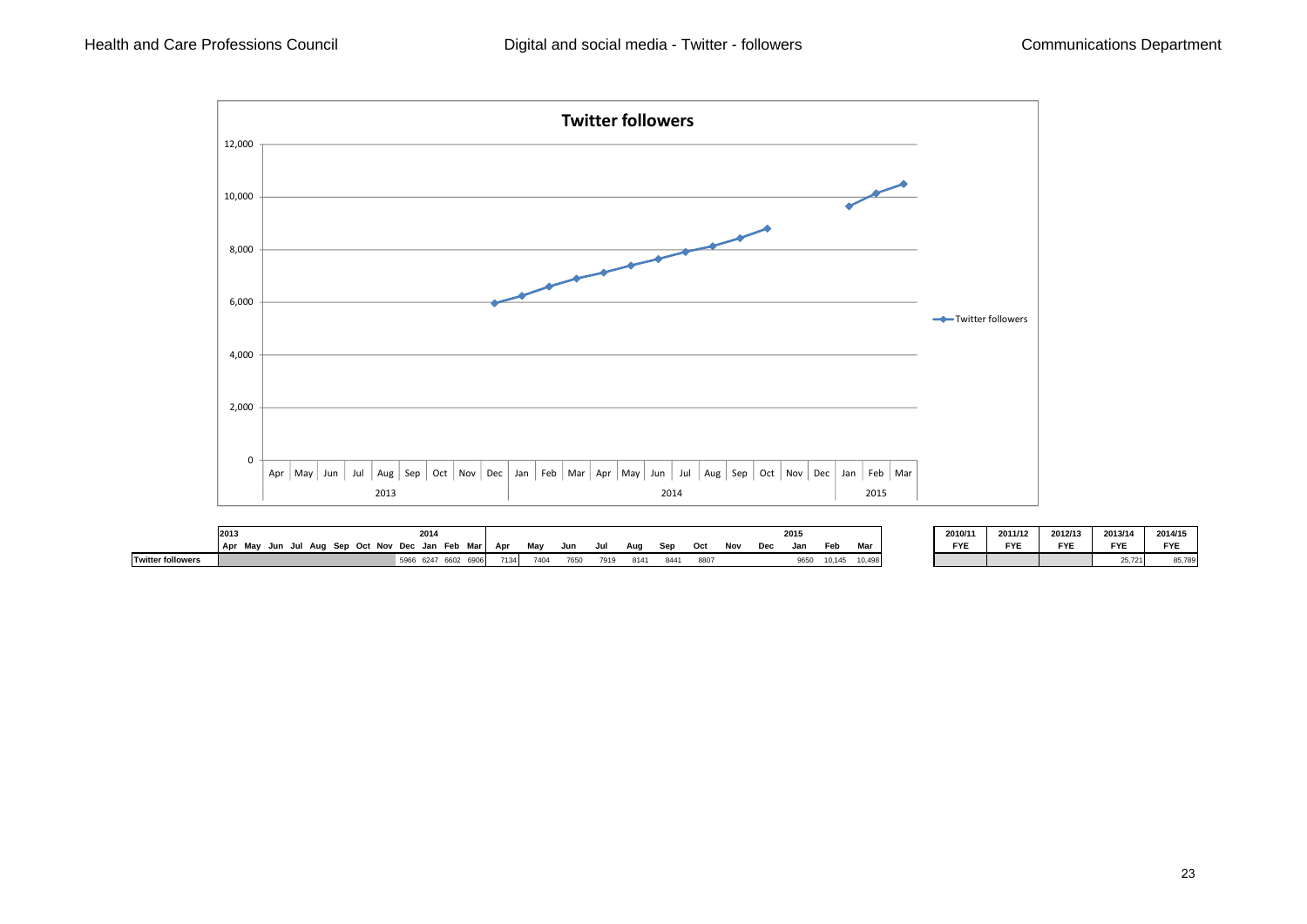# Digital and social media - Twitter - followers

**Twitter followers**

| | 2013 Apr | May | Jun | Jul | Aug | Sep | Oct | Nov | Dec | 2014 Jan | Feb | Mar | Apr | May | Jun | Jul | Aug | Sep | Oct | Nov | Dec | 2015 Jan | Feb | Mar |
|---|---|---|---|---|---|---|---|---|---|---|---|---|---|---|---|---|---|---|---|---|---|---|---|---|
| **Twitter followers** | | | | | | | | | 5966 | 6247 | 6602 | 6906 | 7134 | 7404 | 7650 | 7919 | 8141 | 8441 | 8807 | | | 9650 | 10,145 | 10,498 |

| 2010/11 FYE | 2011/12 FYE | 2012/13 FYE | 2013/14 FYE | 2014/15 FYE |
|---|---|---|---|---|
| | | | 25,721 | 85,789 |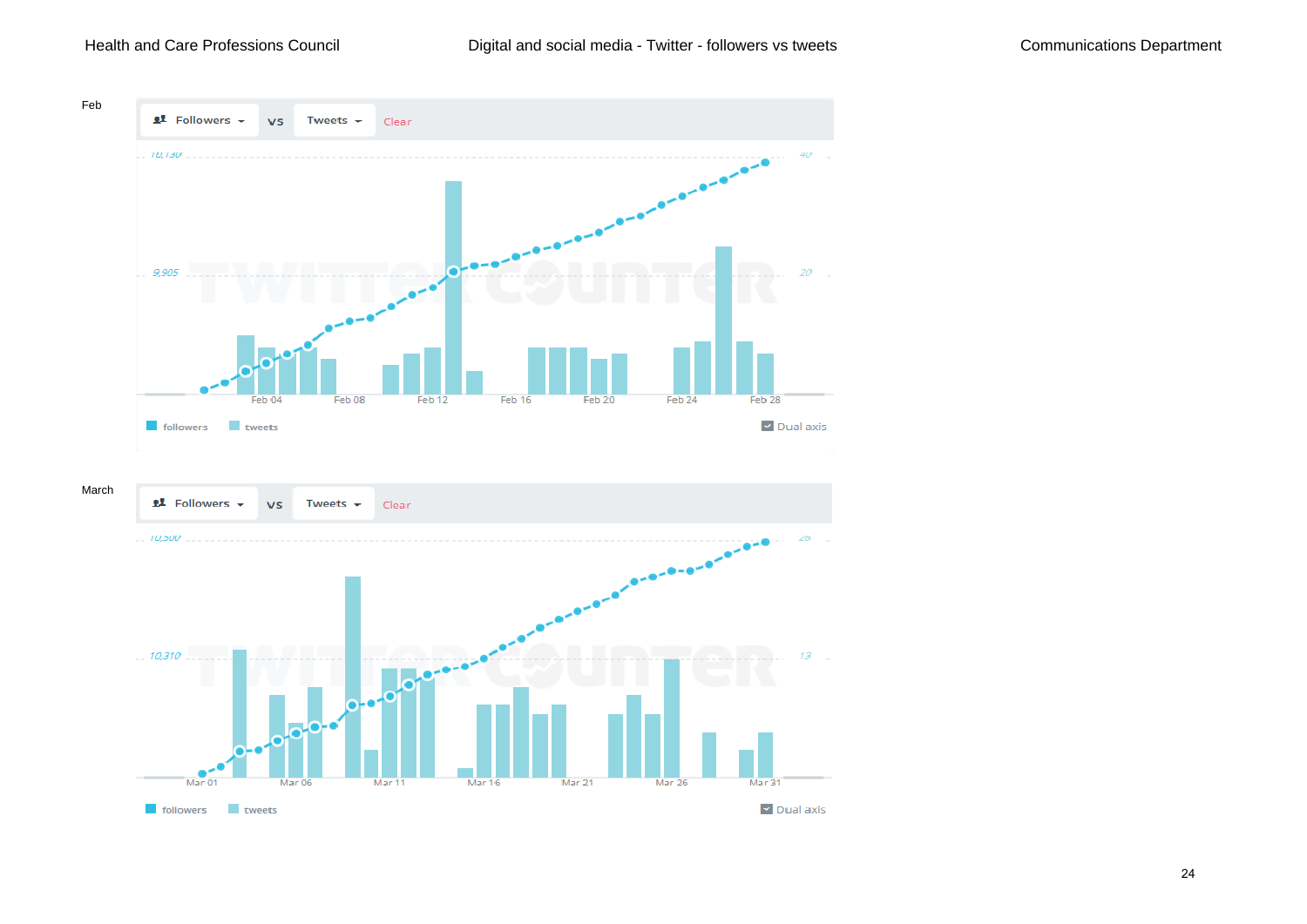Feb

Followers vs Tweets Clear

10,130 — 40

9,905 — 20

Feb 04 Feb 08 Feb 12 Feb 16 Feb 20 Feb 24 Feb 28

followers tweets Dual axis

March

Followers vs Tweets Clear

10,500 — 26

10,310 — 13

Mar 01 Mar 06 Mar 11 Mar 16 Mar 21 Mar 26 Mar 31

followers tweets Dual axis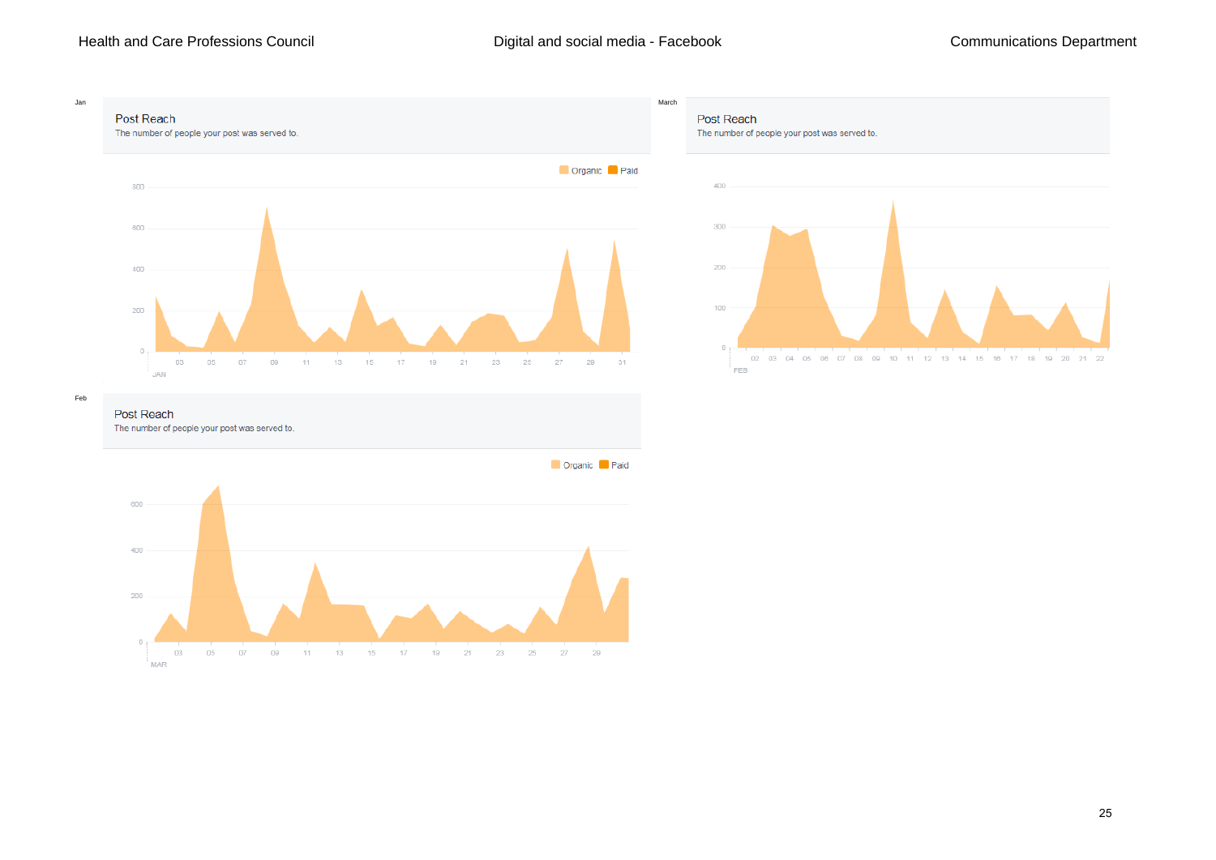Jan

Post Reach

The number of people your post was served to.

Organic Paid

800
600
400
200
0

03 05 07 09 11 13 15 17 19 21 23 25 27 29 31

JAN

March

Post Reach

The number of people your post was served to.

400
300
200
100
0

02 03 04 05 06 07 08 09 10 11 12 13 14 15 16 17 18 19 20 21 22

FEB

Feb

Post Reach

The number of people your post was served to.

Organic Paid

600
400
200
0

03 05 07 09 11 13 15 17 19 21 23 25 27 29

MAR